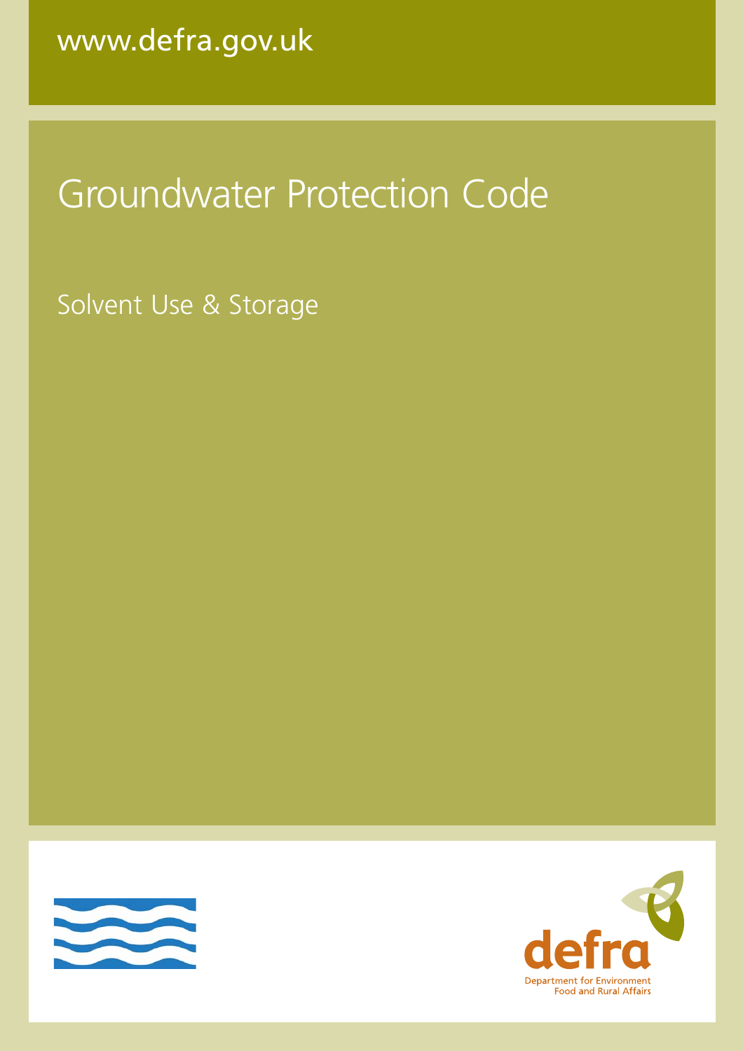www.defra.gov.uk

# Groundwater Protection Code

## Solvent Use & Storage

defra

Department for Environment Food and Rural Affairs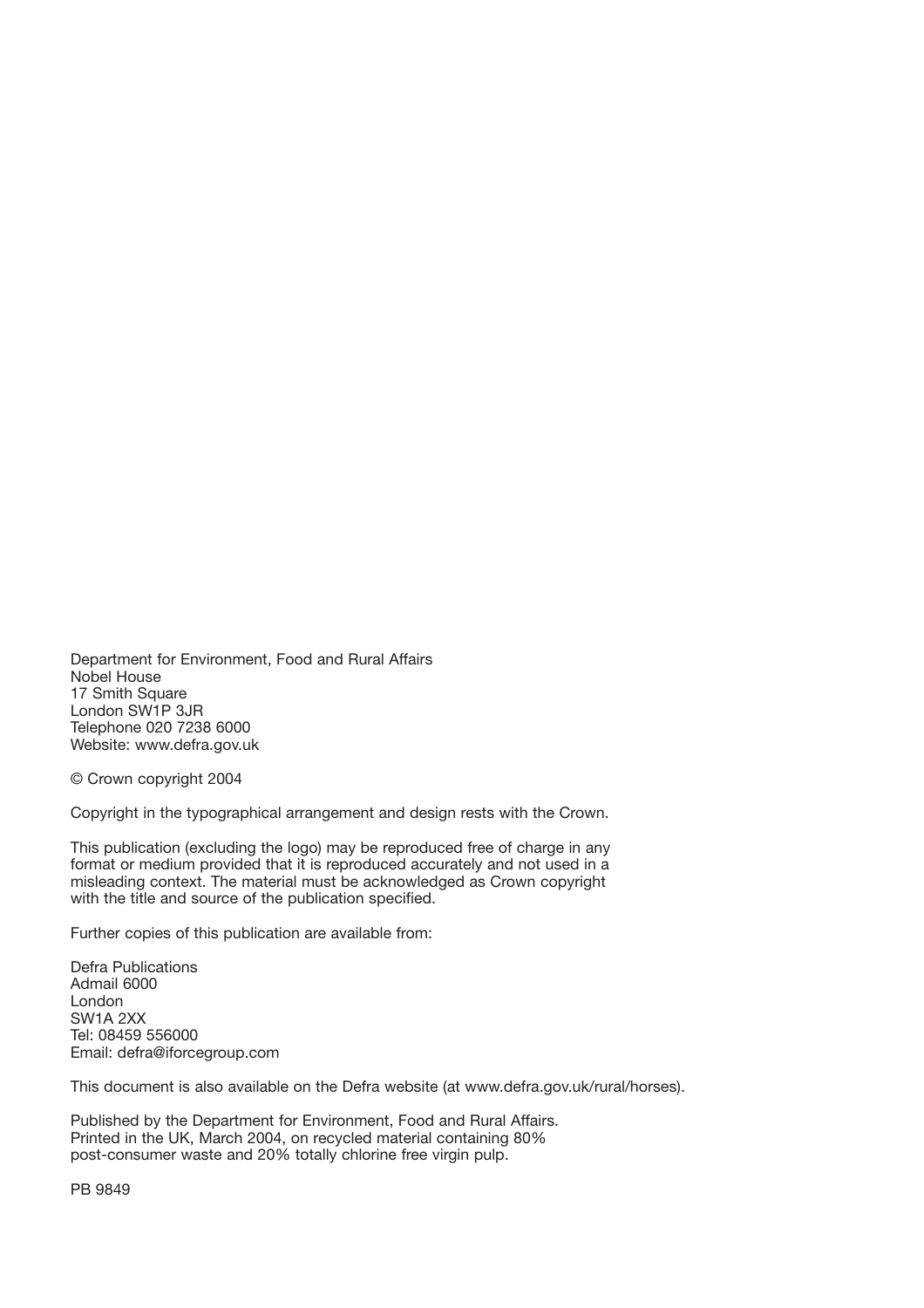Department for Environment, Food and Rural Affairs
Nobel House
17 Smith Square
London SW1P 3JR
Telephone 020 7238 6000
Website: www.defra.gov.uk

© Crown copyright 2004

Copyright in the typographical arrangement and design rests with the Crown.

This publication (excluding the logo) may be reproduced free of charge in any format or medium provided that it is reproduced accurately and not used in a misleading context. The material must be acknowledged as Crown copyright with the title and source of the publication specified.

Further copies of this publication are available from:

Defra Publications
Admail 6000
London
SW1A 2XX
Tel: 08459 556000
Email: defra@iforcegroup.com

This document is also available on the Defra website (at www.defra.gov.uk/rural/horses).

Published by the Department for Environment, Food and Rural Affairs.
Printed in the UK, March 2004, on recycled material containing 80% post-consumer waste and 20% totally chlorine free virgin pulp.

PB 9849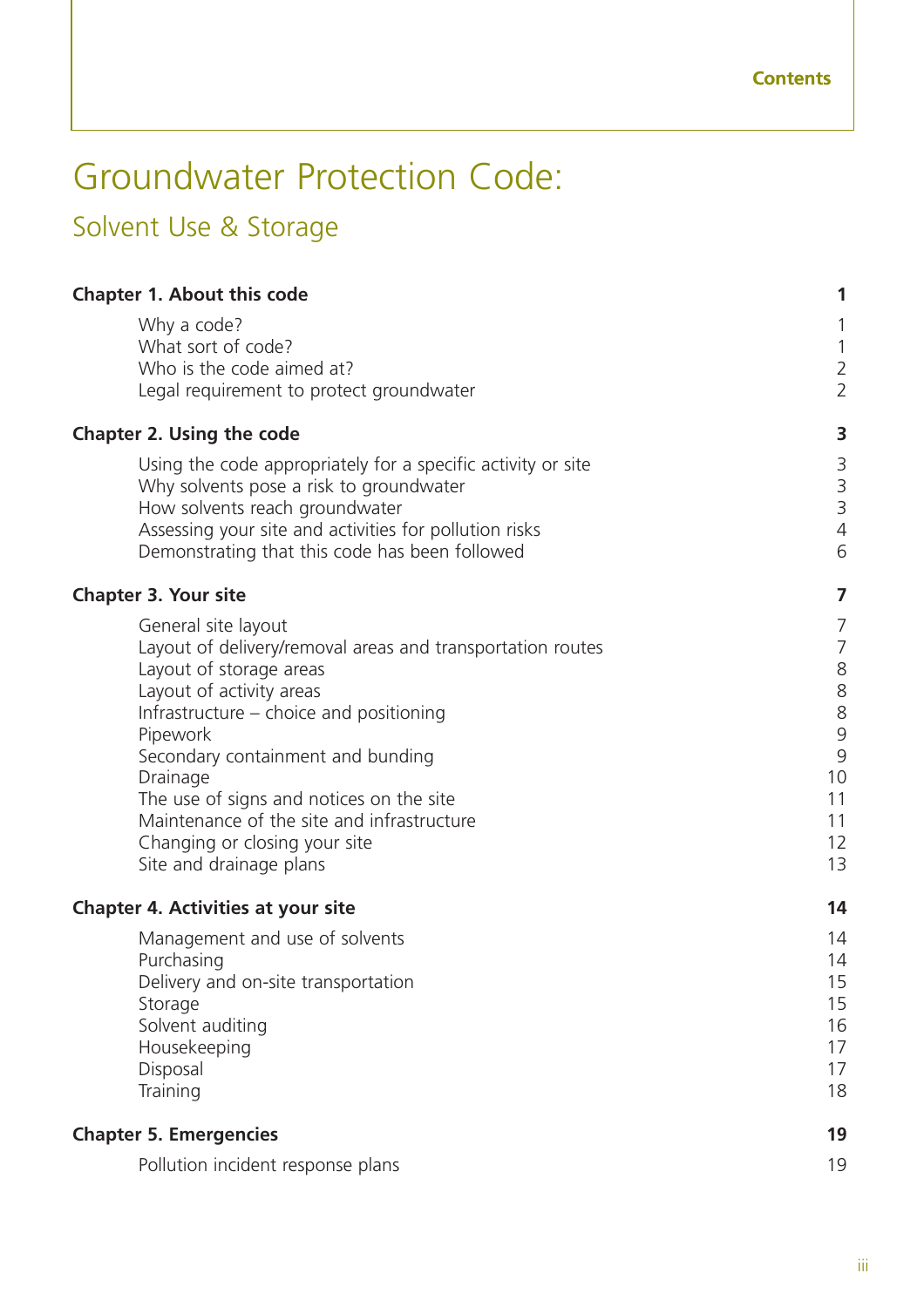Contents

# Groundwater Protection Code:

## Solvent Use & Storage

| | |
|---|---|
| **Chapter 1. About this code** | **1** |
| Why a code? | 1 |
| What sort of code? | 1 |
| Who is the code aimed at? | 2 |
| Legal requirement to protect groundwater | 2 |
| **Chapter 2. Using the code** | **3** |
| Using the code appropriately for a specific activity or site | 3 |
| Why solvents pose a risk to groundwater | 3 |
| How solvents reach groundwater | 3 |
| Assessing your site and activities for pollution risks | 4 |
| Demonstrating that this code has been followed | 6 |
| **Chapter 3. Your site** | **7** |
| General site layout | 7 |
| Layout of delivery/removal areas and transportation routes | 7 |
| Layout of storage areas | 8 |
| Layout of activity areas | 8 |
| Infrastructure – choice and positioning | 8 |
| Pipework | 9 |
| Secondary containment and bunding | 9 |
| Drainage | 10 |
| The use of signs and notices on the site | 11 |
| Maintenance of the site and infrastructure | 11 |
| Changing or closing your site | 12 |
| Site and drainage plans | 13 |
| **Chapter 4. Activities at your site** | **14** |
| Management and use of solvents | 14 |
| Purchasing | 14 |
| Delivery and on-site transportation | 15 |
| Storage | 15 |
| Solvent auditing | 16 |
| Housekeeping | 17 |
| Disposal | 17 |
| Training | 18 |
| **Chapter 5. Emergencies** | **19** |
| Pollution incident response plans | 19 |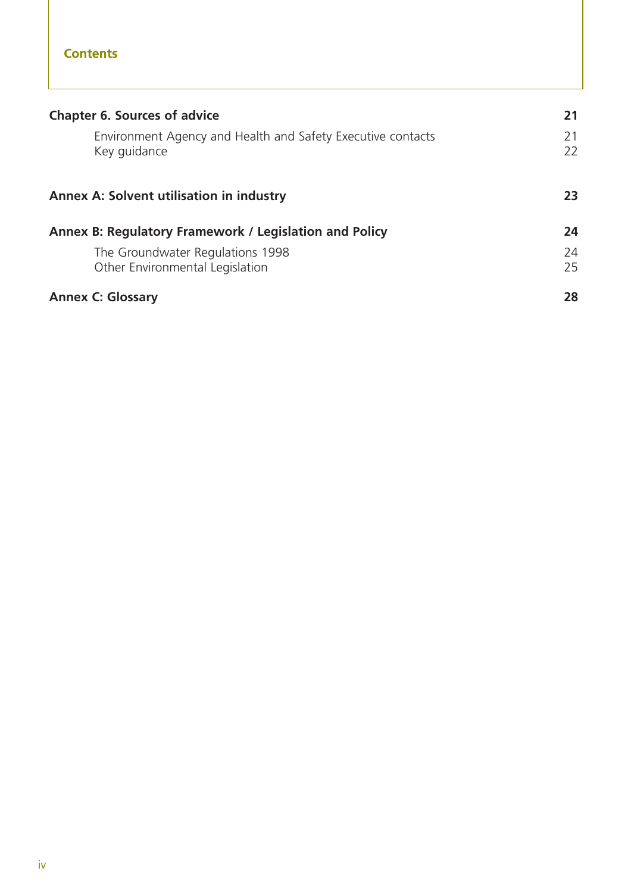## Contents

| | |
|---|---|
| **Chapter 6. Sources of advice** | **21** |
| Environment Agency and Health and Safety Executive contacts | 21 |
| Key guidance | 22 |
| **Annex A: Solvent utilisation in industry** | **23** |
| **Annex B: Regulatory Framework / Legislation and Policy** | **24** |
| The Groundwater Regulations 1998 | 24 |
| Other Environmental Legislation | 25 |
| **Annex C: Glossary** | **28** |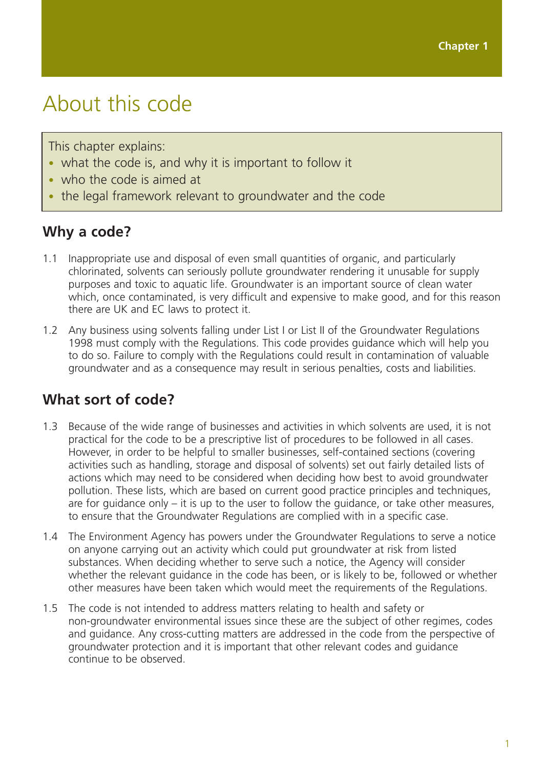Chapter 1

# About this code

This chapter explains:

- what the code is, and why it is important to follow it
- who the code is aimed at
- the legal framework relevant to groundwater and the code

## Why a code?

1.1 Inappropriate use and disposal of even small quantities of organic, and particularly chlorinated, solvents can seriously pollute groundwater rendering it unusable for supply purposes and toxic to aquatic life. Groundwater is an important source of clean water which, once contaminated, is very difficult and expensive to make good, and for this reason there are UK and EC laws to protect it.

1.2 Any business using solvents falling under List I or List II of the Groundwater Regulations 1998 must comply with the Regulations. This code provides guidance which will help you to do so. Failure to comply with the Regulations could result in contamination of valuable groundwater and as a consequence may result in serious penalties, costs and liabilities.

## What sort of code?

1.3 Because of the wide range of businesses and activities in which solvents are used, it is not practical for the code to be a prescriptive list of procedures to be followed in all cases. However, in order to be helpful to smaller businesses, self-contained sections (covering activities such as handling, storage and disposal of solvents) set out fairly detailed lists of actions which may need to be considered when deciding how best to avoid groundwater pollution. These lists, which are based on current good practice principles and techniques, are for guidance only – it is up to the user to follow the guidance, or take other measures, to ensure that the Groundwater Regulations are complied with in a specific case.

1.4 The Environment Agency has powers under the Groundwater Regulations to serve a notice on anyone carrying out an activity which could put groundwater at risk from listed substances. When deciding whether to serve such a notice, the Agency will consider whether the relevant guidance in the code has been, or is likely to be, followed or whether other measures have been taken which would meet the requirements of the Regulations.

1.5 The code is not intended to address matters relating to health and safety or non-groundwater environmental issues since these are the subject of other regimes, codes and guidance. Any cross-cutting matters are addressed in the code from the perspective of groundwater protection and it is important that other relevant codes and guidance continue to be observed.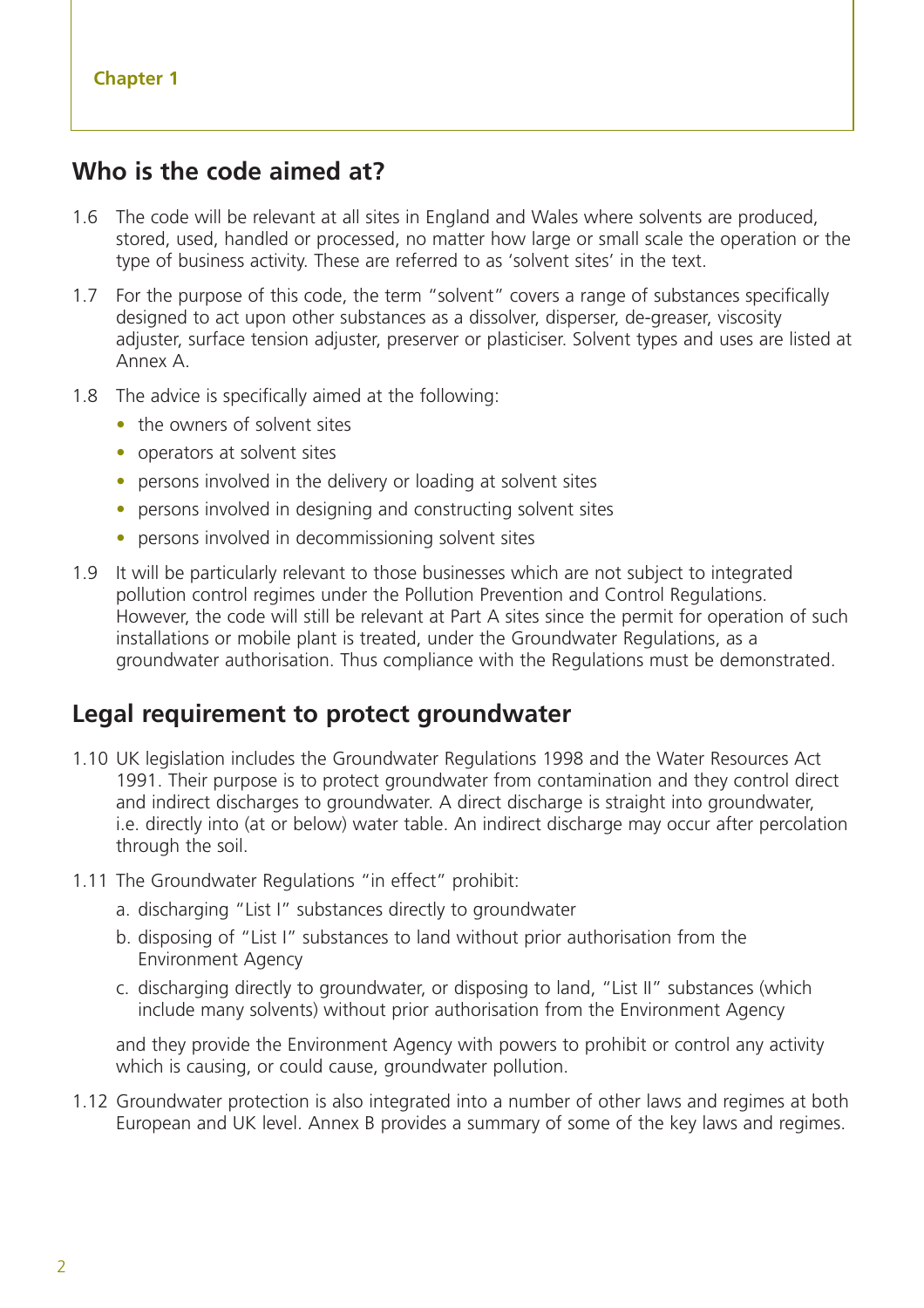## Who is the code aimed at?

1.6 The code will be relevant at all sites in England and Wales where solvents are produced, stored, used, handled or processed, no matter how large or small scale the operation or the type of business activity. These are referred to as 'solvent sites' in the text.

1.7 For the purpose of this code, the term "solvent" covers a range of substances specifically designed to act upon other substances as a dissolver, disperser, de-greaser, viscosity adjuster, surface tension adjuster, preserver or plasticiser. Solvent types and uses are listed at Annex A.

1.8 The advice is specifically aimed at the following:

- the owners of solvent sites
- operators at solvent sites
- persons involved in the delivery or loading at solvent sites
- persons involved in designing and constructing solvent sites
- persons involved in decommissioning solvent sites

1.9 It will be particularly relevant to those businesses which are not subject to integrated pollution control regimes under the Pollution Prevention and Control Regulations. However, the code will still be relevant at Part A sites since the permit for operation of such installations or mobile plant is treated, under the Groundwater Regulations, as a groundwater authorisation. Thus compliance with the Regulations must be demonstrated.

## Legal requirement to protect groundwater

1.10 UK legislation includes the Groundwater Regulations 1998 and the Water Resources Act 1991. Their purpose is to protect groundwater from contamination and they control direct and indirect discharges to groundwater. A direct discharge is straight into groundwater, i.e. directly into (at or below) water table. An indirect discharge may occur after percolation through the soil.

1.11 The Groundwater Regulations "in effect" prohibit:

a. discharging "List I" substances directly to groundwater
b. disposing of "List I" substances to land without prior authorisation from the Environment Agency
c. discharging directly to groundwater, or disposing to land, "List II" substances (which include many solvents) without prior authorisation from the Environment Agency

and they provide the Environment Agency with powers to prohibit or control any activity which is causing, or could cause, groundwater pollution.

1.12 Groundwater protection is also integrated into a number of other laws and regimes at both European and UK level. Annex B provides a summary of some of the key laws and regimes.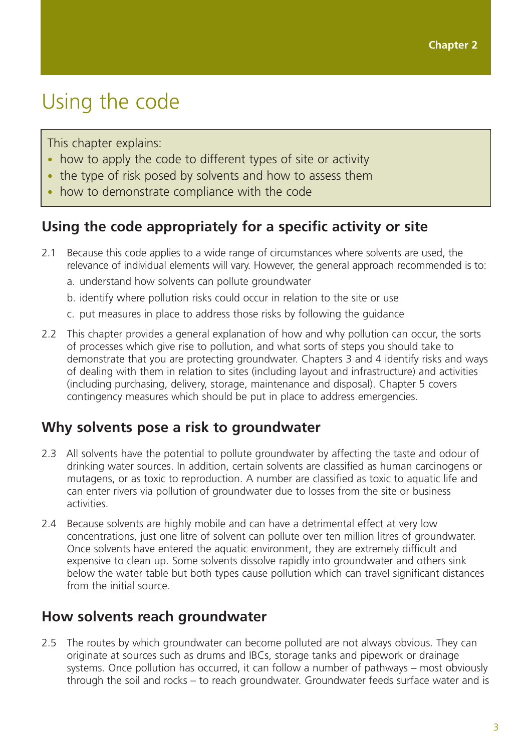Chapter 2

# Using the code

This chapter explains:

- how to apply the code to different types of site or activity
- the type of risk posed by solvents and how to assess them
- how to demonstrate compliance with the code

## Using the code appropriately for a specific activity or site

2.1 Because this code applies to a wide range of circumstances where solvents are used, the relevance of individual elements will vary. However, the general approach recommended is to:

a. understand how solvents can pollute groundwater

b. identify where pollution risks could occur in relation to the site or use

c. put measures in place to address those risks by following the guidance

2.2 This chapter provides a general explanation of how and why pollution can occur, the sorts of processes which give rise to pollution, and what sorts of steps you should take to demonstrate that you are protecting groundwater. Chapters 3 and 4 identify risks and ways of dealing with them in relation to sites (including layout and infrastructure) and activities (including purchasing, delivery, storage, maintenance and disposal). Chapter 5 covers contingency measures which should be put in place to address emergencies.

## Why solvents pose a risk to groundwater

2.3 All solvents have the potential to pollute groundwater by affecting the taste and odour of drinking water sources. In addition, certain solvents are classified as human carcinogens or mutagens, or as toxic to reproduction. A number are classified as toxic to aquatic life and can enter rivers via pollution of groundwater due to losses from the site or business activities.

2.4 Because solvents are highly mobile and can have a detrimental effect at very low concentrations, just one litre of solvent can pollute over ten million litres of groundwater. Once solvents have entered the aquatic environment, they are extremely difficult and expensive to clean up. Some solvents dissolve rapidly into groundwater and others sink below the water table but both types cause pollution which can travel significant distances from the initial source.

## How solvents reach groundwater

2.5 The routes by which groundwater can become polluted are not always obvious. They can originate at sources such as drums and IBCs, storage tanks and pipework or drainage systems. Once pollution has occurred, it can follow a number of pathways – most obviously through the soil and rocks – to reach groundwater. Groundwater feeds surface water and is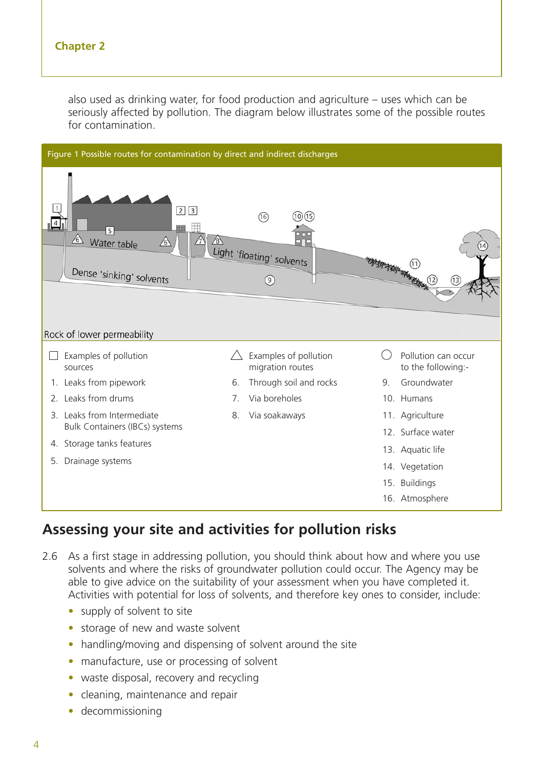also used as drinking water, for food production and agriculture – uses which can be seriously affected by pollution. The diagram below illustrates some of the possible routes for contamination.

Figure 1 Possible routes for contamination by direct and indirect discharges

| Examples of pollution sources | Examples of pollution migration routes | Pollution can occur to the following:- |
|---|---|---|
| 1. Leaks from pipework | 6. Through soil and rocks | 9. Groundwater |
| 2. Leaks from drums | 7. Via boreholes | 10. Humans |
| 3. Leaks from Intermediate Bulk Containers (IBCs) systems | 8. Via soakaways | 11. Agriculture |
| 4. Storage tanks features | | 12. Surface water |
| 5. Drainage systems | | 13. Aquatic life |
| | | 14. Vegetation |
| | | 15. Buildings |
| | | 16. Atmosphere |

## Assessing your site and activities for pollution risks

2.6 As a first stage in addressing pollution, you should think about how and where you use solvents and where the risks of groundwater pollution could occur. The Agency may be able to give advice on the suitability of your assessment when you have completed it. Activities with potential for loss of solvents, and therefore key ones to consider, include:

- supply of solvent to site
- storage of new and waste solvent
- handling/moving and dispensing of solvent around the site
- manufacture, use or processing of solvent
- waste disposal, recovery and recycling
- cleaning, maintenance and repair
- decommissioning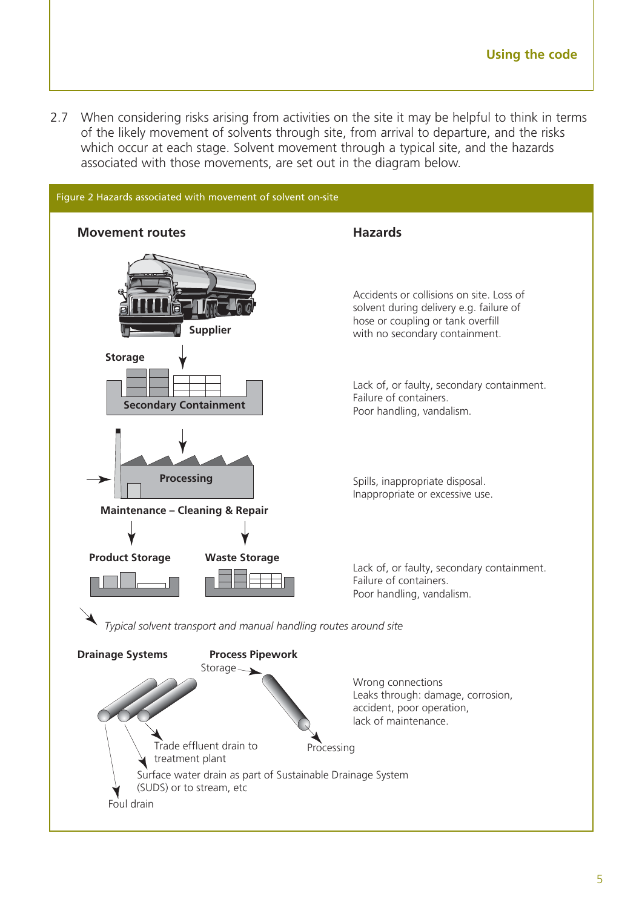2.7 When considering risks arising from activities on the site it may be helpful to think in terms of the likely movement of solvents through site, from arrival to departure, and the risks which occur at each stage. Solvent movement through a typical site, and the hazards associated with those movements, are set out in the diagram below.

Figure 2 Hazards associated with movement of solvent on-site

| Movement routes | Hazards |
| --- | --- |
| Supplier | Accidents or collisions on site. Loss of solvent during delivery e.g. failure of hose or coupling or tank overfill with no secondary containment. |
| Storage – Secondary Containment | Lack of, or faulty, secondary containment. Failure of containers. Poor handling, vandalism. |
| Processing – Maintenance – Cleaning & Repair | Spills, inappropriate disposal. Inappropriate or excessive use. |
| Product Storage / Waste Storage | Lack of, or faulty, secondary containment. Failure of containers. Poor handling, vandalism. |

*Typical solvent transport and manual handling routes around site*

| Drainage Systems / Process Pipework | Hazards |
| --- | --- |
| Drainage Systems: Trade effluent drain to treatment plant; Surface water drain as part of Sustainable Drainage System (SUDS) or to stream, etc; Foul drain. Process Pipework: Storage → Processing | Wrong connections. Leaks through: damage, corrosion, accident, poor operation, lack of maintenance. |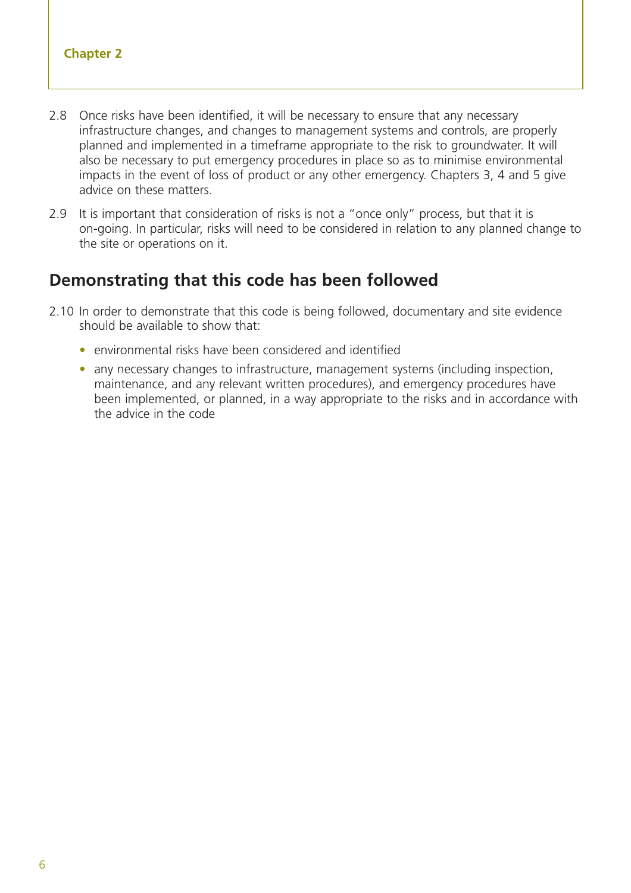2.8 Once risks have been identified, it will be necessary to ensure that any necessary infrastructure changes, and changes to management systems and controls, are properly planned and implemented in a timeframe appropriate to the risk to groundwater. It will also be necessary to put emergency procedures in place so as to minimise environmental impacts in the event of loss of product or any other emergency. Chapters 3, 4 and 5 give advice on these matters.

2.9 It is important that consideration of risks is not a "once only" process, but that it is on-going. In particular, risks will need to be considered in relation to any planned change to the site or operations on it.

## Demonstrating that this code has been followed

2.10 In order to demonstrate that this code is being followed, documentary and site evidence should be available to show that:

- environmental risks have been considered and identified
- any necessary changes to infrastructure, management systems (including inspection, maintenance, and any relevant written procedures), and emergency procedures have been implemented, or planned, in a way appropriate to the risks and in accordance with the advice in the code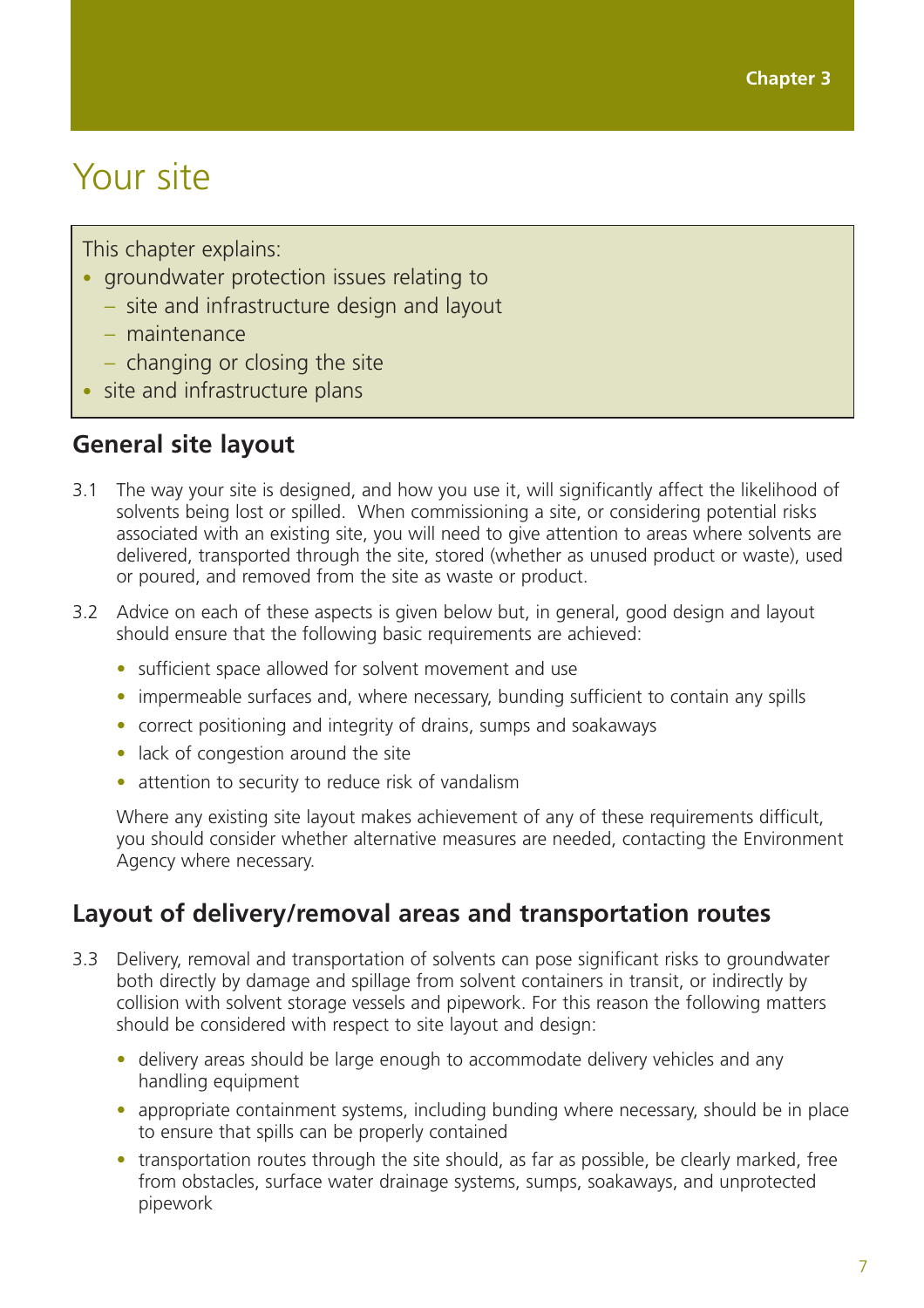Chapter 3

# Your site

This chapter explains:

- groundwater protection issues relating to
  - site and infrastructure design and layout
  - maintenance
  - changing or closing the site
- site and infrastructure plans

## General site layout

3.1 The way your site is designed, and how you use it, will significantly affect the likelihood of solvents being lost or spilled. When commissioning a site, or considering potential risks associated with an existing site, you will need to give attention to areas where solvents are delivered, transported through the site, stored (whether as unused product or waste), used or poured, and removed from the site as waste or product.

3.2 Advice on each of these aspects is given below but, in general, good design and layout should ensure that the following basic requirements are achieved:

- sufficient space allowed for solvent movement and use
- impermeable surfaces and, where necessary, bunding sufficient to contain any spills
- correct positioning and integrity of drains, sumps and soakaways
- lack of congestion around the site
- attention to security to reduce risk of vandalism

Where any existing site layout makes achievement of any of these requirements difficult, you should consider whether alternative measures are needed, contacting the Environment Agency where necessary.

## Layout of delivery/removal areas and transportation routes

3.3 Delivery, removal and transportation of solvents can pose significant risks to groundwater both directly by damage and spillage from solvent containers in transit, or indirectly by collision with solvent storage vessels and pipework. For this reason the following matters should be considered with respect to site layout and design:

- delivery areas should be large enough to accommodate delivery vehicles and any handling equipment
- appropriate containment systems, including bunding where necessary, should be in place to ensure that spills can be properly contained
- transportation routes through the site should, as far as possible, be clearly marked, free from obstacles, surface water drainage systems, sumps, soakaways, and unprotected pipework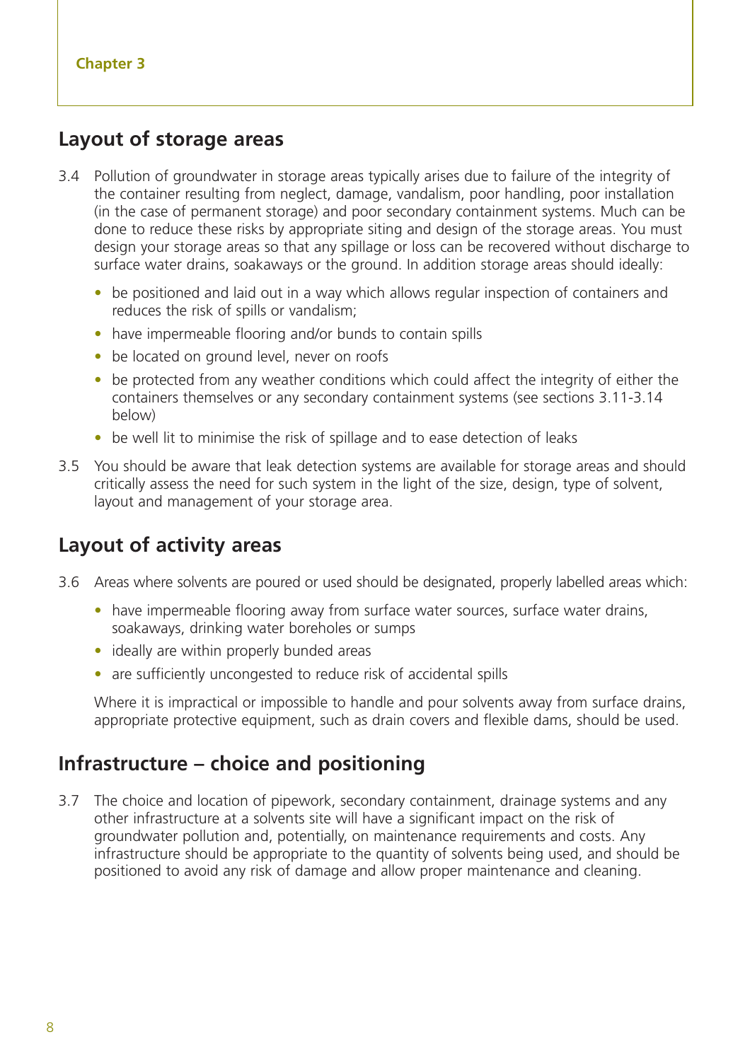Chapter 3

## Layout of storage areas

3.4 Pollution of groundwater in storage areas typically arises due to failure of the integrity of the container resulting from neglect, damage, vandalism, poor handling, poor installation (in the case of permanent storage) and poor secondary containment systems. Much can be done to reduce these risks by appropriate siting and design of the storage areas. You must design your storage areas so that any spillage or loss can be recovered without discharge to surface water drains, soakaways or the ground. In addition storage areas should ideally:

- be positioned and laid out in a way which allows regular inspection of containers and reduces the risk of spills or vandalism;
- have impermeable flooring and/or bunds to contain spills
- be located on ground level, never on roofs
- be protected from any weather conditions which could affect the integrity of either the containers themselves or any secondary containment systems (see sections 3.11-3.14 below)
- be well lit to minimise the risk of spillage and to ease detection of leaks

3.5 You should be aware that leak detection systems are available for storage areas and should critically assess the need for such system in the light of the size, design, type of solvent, layout and management of your storage area.

## Layout of activity areas

3.6 Areas where solvents are poured or used should be designated, properly labelled areas which:

- have impermeable flooring away from surface water sources, surface water drains, soakaways, drinking water boreholes or sumps
- ideally are within properly bunded areas
- are sufficiently uncongested to reduce risk of accidental spills

Where it is impractical or impossible to handle and pour solvents away from surface drains, appropriate protective equipment, such as drain covers and flexible dams, should be used.

## Infrastructure – choice and positioning

3.7 The choice and location of pipework, secondary containment, drainage systems and any other infrastructure at a solvents site will have a significant impact on the risk of groundwater pollution and, potentially, on maintenance requirements and costs. Any infrastructure should be appropriate to the quantity of solvents being used, and should be positioned to avoid any risk of damage and allow proper maintenance and cleaning.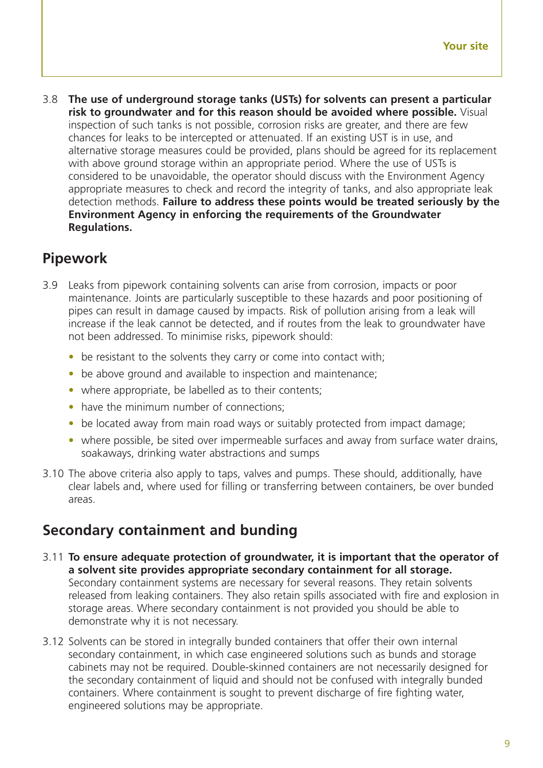3.8 **The use of underground storage tanks (USTs) for solvents can present a particular risk to groundwater and for this reason should be avoided where possible.** Visual inspection of such tanks is not possible, corrosion risks are greater, and there are few chances for leaks to be intercepted or attenuated. If an existing UST is in use, and alternative storage measures could be provided, plans should be agreed for its replacement with above ground storage within an appropriate period. Where the use of USTs is considered to be unavoidable, the operator should discuss with the Environment Agency appropriate measures to check and record the integrity of tanks, and also appropriate leak detection methods. **Failure to address these points would be treated seriously by the Environment Agency in enforcing the requirements of the Groundwater Regulations.**

## Pipework

3.9 Leaks from pipework containing solvents can arise from corrosion, impacts or poor maintenance. Joints are particularly susceptible to these hazards and poor positioning of pipes can result in damage caused by impacts. Risk of pollution arising from a leak will increase if the leak cannot be detected, and if routes from the leak to groundwater have not been addressed. To minimise risks, pipework should:

- be resistant to the solvents they carry or come into contact with;
- be above ground and available to inspection and maintenance;
- where appropriate, be labelled as to their contents;
- have the minimum number of connections;
- be located away from main road ways or suitably protected from impact damage;
- where possible, be sited over impermeable surfaces and away from surface water drains, soakaways, drinking water abstractions and sumps

3.10 The above criteria also apply to taps, valves and pumps. These should, additionally, have clear labels and, where used for filling or transferring between containers, be over bunded areas.

## Secondary containment and bunding

3.11 **To ensure adequate protection of groundwater, it is important that the operator of a solvent site provides appropriate secondary containment for all storage.** Secondary containment systems are necessary for several reasons. They retain solvents released from leaking containers. They also retain spills associated with fire and explosion in storage areas. Where secondary containment is not provided you should be able to demonstrate why it is not necessary.

3.12 Solvents can be stored in integrally bunded containers that offer their own internal secondary containment, in which case engineered solutions such as bunds and storage cabinets may not be required. Double-skinned containers are not necessarily designed for the secondary containment of liquid and should not be confused with integrally bunded containers. Where containment is sought to prevent discharge of fire fighting water, engineered solutions may be appropriate.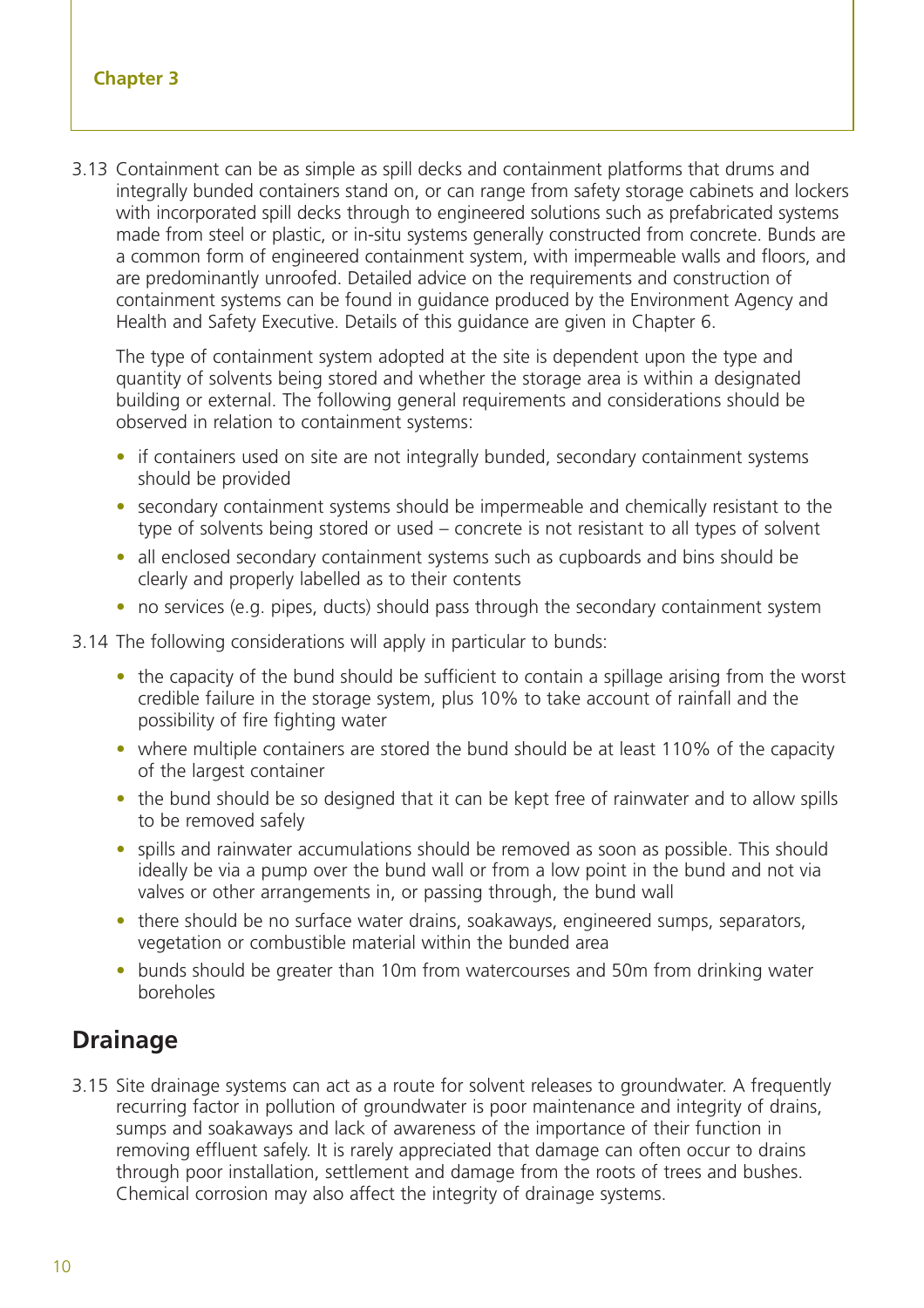3.13 Containment can be as simple as spill decks and containment platforms that drums and integrally bunded containers stand on, or can range from safety storage cabinets and lockers with incorporated spill decks through to engineered solutions such as prefabricated systems made from steel or plastic, or in-situ systems generally constructed from concrete. Bunds are a common form of engineered containment system, with impermeable walls and floors, and are predominantly unroofed. Detailed advice on the requirements and construction of containment systems can be found in guidance produced by the Environment Agency and Health and Safety Executive. Details of this guidance are given in Chapter 6.

The type of containment system adopted at the site is dependent upon the type and quantity of solvents being stored and whether the storage area is within a designated building or external. The following general requirements and considerations should be observed in relation to containment systems:

- if containers used on site are not integrally bunded, secondary containment systems should be provided
- secondary containment systems should be impermeable and chemically resistant to the type of solvents being stored or used – concrete is not resistant to all types of solvent
- all enclosed secondary containment systems such as cupboards and bins should be clearly and properly labelled as to their contents
- no services (e.g. pipes, ducts) should pass through the secondary containment system

3.14 The following considerations will apply in particular to bunds:

- the capacity of the bund should be sufficient to contain a spillage arising from the worst credible failure in the storage system, plus 10% to take account of rainfall and the possibility of fire fighting water
- where multiple containers are stored the bund should be at least 110% of the capacity of the largest container
- the bund should be so designed that it can be kept free of rainwater and to allow spills to be removed safely
- spills and rainwater accumulations should be removed as soon as possible. This should ideally be via a pump over the bund wall or from a low point in the bund and not via valves or other arrangements in, or passing through, the bund wall
- there should be no surface water drains, soakaways, engineered sumps, separators, vegetation or combustible material within the bunded area
- bunds should be greater than 10m from watercourses and 50m from drinking water boreholes

## Drainage

3.15 Site drainage systems can act as a route for solvent releases to groundwater. A frequently recurring factor in pollution of groundwater is poor maintenance and integrity of drains, sumps and soakaways and lack of awareness of the importance of their function in removing effluent safely. It is rarely appreciated that damage can often occur to drains through poor installation, settlement and damage from the roots of trees and bushes. Chemical corrosion may also affect the integrity of drainage systems.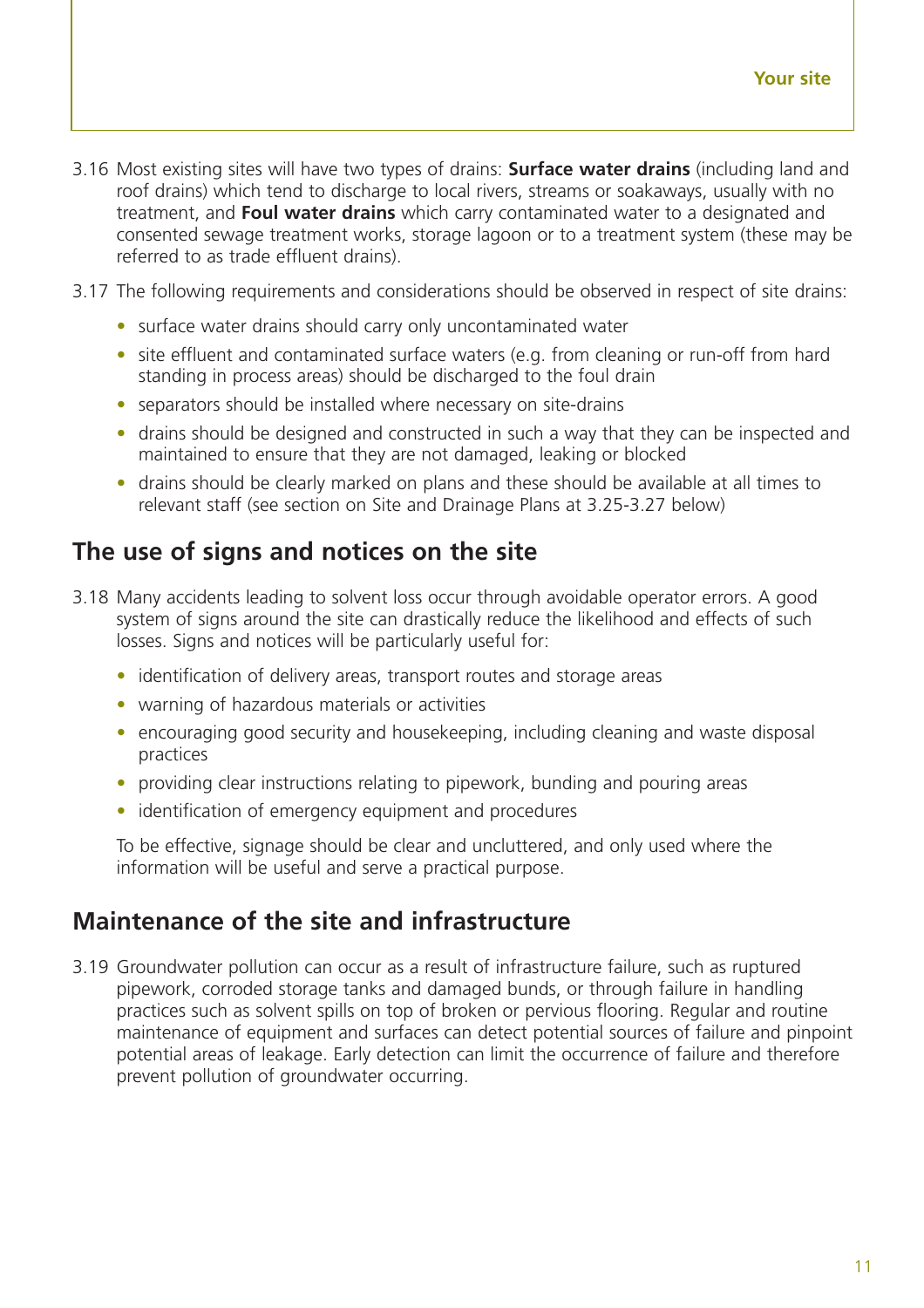3.16 Most existing sites will have two types of drains: **Surface water drains** (including land and roof drains) which tend to discharge to local rivers, streams or soakaways, usually with no treatment, and **Foul water drains** which carry contaminated water to a designated and consented sewage treatment works, storage lagoon or to a treatment system (these may be referred to as trade effluent drains).

3.17 The following requirements and considerations should be observed in respect of site drains:

- surface water drains should carry only uncontaminated water
- site effluent and contaminated surface waters (e.g. from cleaning or run-off from hard standing in process areas) should be discharged to the foul drain
- separators should be installed where necessary on site-drains
- drains should be designed and constructed in such a way that they can be inspected and maintained to ensure that they are not damaged, leaking or blocked
- drains should be clearly marked on plans and these should be available at all times to relevant staff (see section on Site and Drainage Plans at 3.25-3.27 below)

## The use of signs and notices on the site

3.18 Many accidents leading to solvent loss occur through avoidable operator errors. A good system of signs around the site can drastically reduce the likelihood and effects of such losses. Signs and notices will be particularly useful for:

- identification of delivery areas, transport routes and storage areas
- warning of hazardous materials or activities
- encouraging good security and housekeeping, including cleaning and waste disposal practices
- providing clear instructions relating to pipework, bunding and pouring areas
- identification of emergency equipment and procedures

To be effective, signage should be clear and uncluttered, and only used where the information will be useful and serve a practical purpose.

## Maintenance of the site and infrastructure

3.19 Groundwater pollution can occur as a result of infrastructure failure, such as ruptured pipework, corroded storage tanks and damaged bunds, or through failure in handling practices such as solvent spills on top of broken or pervious flooring. Regular and routine maintenance of equipment and surfaces can detect potential sources of failure and pinpoint potential areas of leakage. Early detection can limit the occurrence of failure and therefore prevent pollution of groundwater occurring.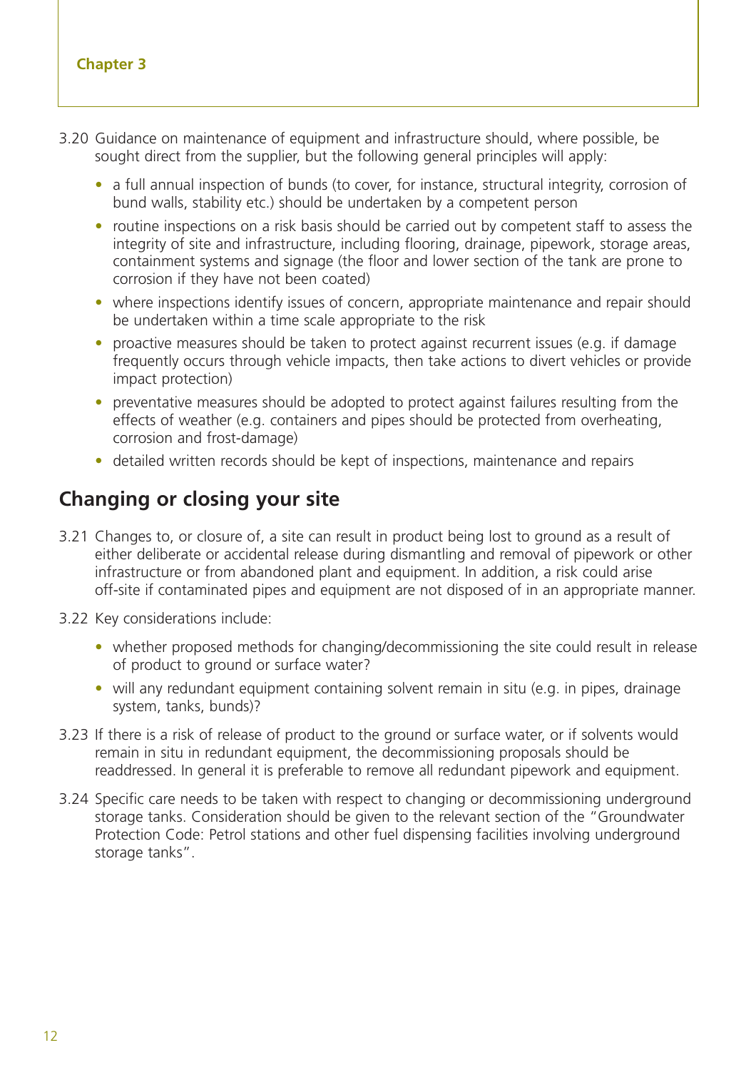3.20 Guidance on maintenance of equipment and infrastructure should, where possible, be sought direct from the supplier, but the following general principles will apply:

- a full annual inspection of bunds (to cover, for instance, structural integrity, corrosion of bund walls, stability etc.) should be undertaken by a competent person
- routine inspections on a risk basis should be carried out by competent staff to assess the integrity of site and infrastructure, including flooring, drainage, pipework, storage areas, containment systems and signage (the floor and lower section of the tank are prone to corrosion if they have not been coated)
- where inspections identify issues of concern, appropriate maintenance and repair should be undertaken within a time scale appropriate to the risk
- proactive measures should be taken to protect against recurrent issues (e.g. if damage frequently occurs through vehicle impacts, then take actions to divert vehicles or provide impact protection)
- preventative measures should be adopted to protect against failures resulting from the effects of weather (e.g. containers and pipes should be protected from overheating, corrosion and frost-damage)
- detailed written records should be kept of inspections, maintenance and repairs

## Changing or closing your site

3.21 Changes to, or closure of, a site can result in product being lost to ground as a result of either deliberate or accidental release during dismantling and removal of pipework or other infrastructure or from abandoned plant and equipment. In addition, a risk could arise off-site if contaminated pipes and equipment are not disposed of in an appropriate manner.

3.22 Key considerations include:

- whether proposed methods for changing/decommissioning the site could result in release of product to ground or surface water?
- will any redundant equipment containing solvent remain in situ (e.g. in pipes, drainage system, tanks, bunds)?

3.23 If there is a risk of release of product to the ground or surface water, or if solvents would remain in situ in redundant equipment, the decommissioning proposals should be readdressed. In general it is preferable to remove all redundant pipework and equipment.

3.24 Specific care needs to be taken with respect to changing or decommissioning underground storage tanks. Consideration should be given to the relevant section of the "Groundwater Protection Code: Petrol stations and other fuel dispensing facilities involving underground storage tanks".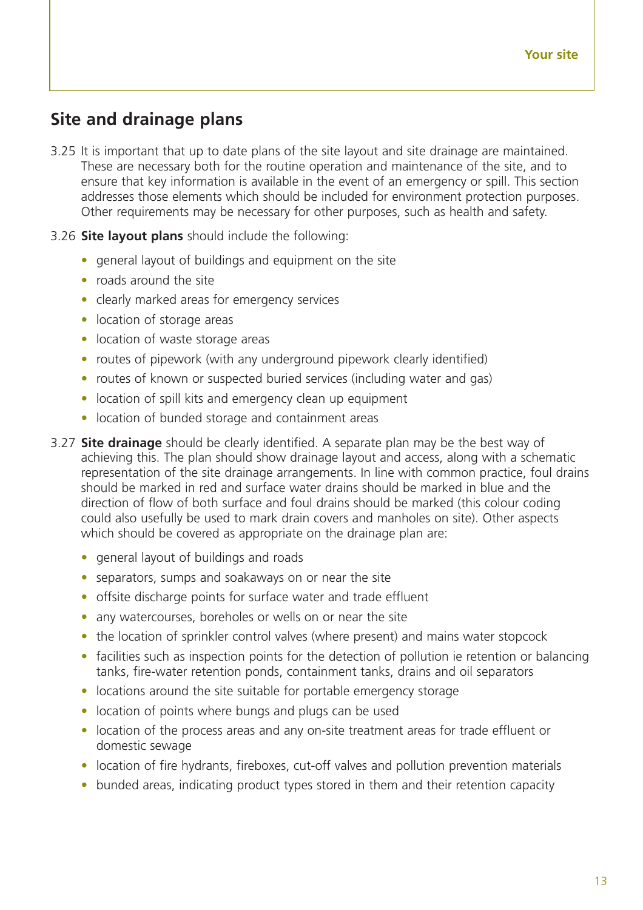## Site and drainage plans

3.25 It is important that up to date plans of the site layout and site drainage are maintained. These are necessary both for the routine operation and maintenance of the site, and to ensure that key information is available in the event of an emergency or spill. This section addresses those elements which should be included for environment protection purposes. Other requirements may be necessary for other purposes, such as health and safety.

3.26 **Site layout plans** should include the following:

- general layout of buildings and equipment on the site
- roads around the site
- clearly marked areas for emergency services
- location of storage areas
- location of waste storage areas
- routes of pipework (with any underground pipework clearly identified)
- routes of known or suspected buried services (including water and gas)
- location of spill kits and emergency clean up equipment
- location of bunded storage and containment areas

3.27 **Site drainage** should be clearly identified. A separate plan may be the best way of achieving this. The plan should show drainage layout and access, along with a schematic representation of the site drainage arrangements. In line with common practice, foul drains should be marked in red and surface water drains should be marked in blue and the direction of flow of both surface and foul drains should be marked (this colour coding could also usefully be used to mark drain covers and manholes on site). Other aspects which should be covered as appropriate on the drainage plan are:

- general layout of buildings and roads
- separators, sumps and soakaways on or near the site
- offsite discharge points for surface water and trade effluent
- any watercourses, boreholes or wells on or near the site
- the location of sprinkler control valves (where present) and mains water stopcock
- facilities such as inspection points for the detection of pollution ie retention or balancing tanks, fire-water retention ponds, containment tanks, drains and oil separators
- locations around the site suitable for portable emergency storage
- location of points where bungs and plugs can be used
- location of the process areas and any on-site treatment areas for trade effluent or domestic sewage
- location of fire hydrants, fireboxes, cut-off valves and pollution prevention materials
- bunded areas, indicating product types stored in them and their retention capacity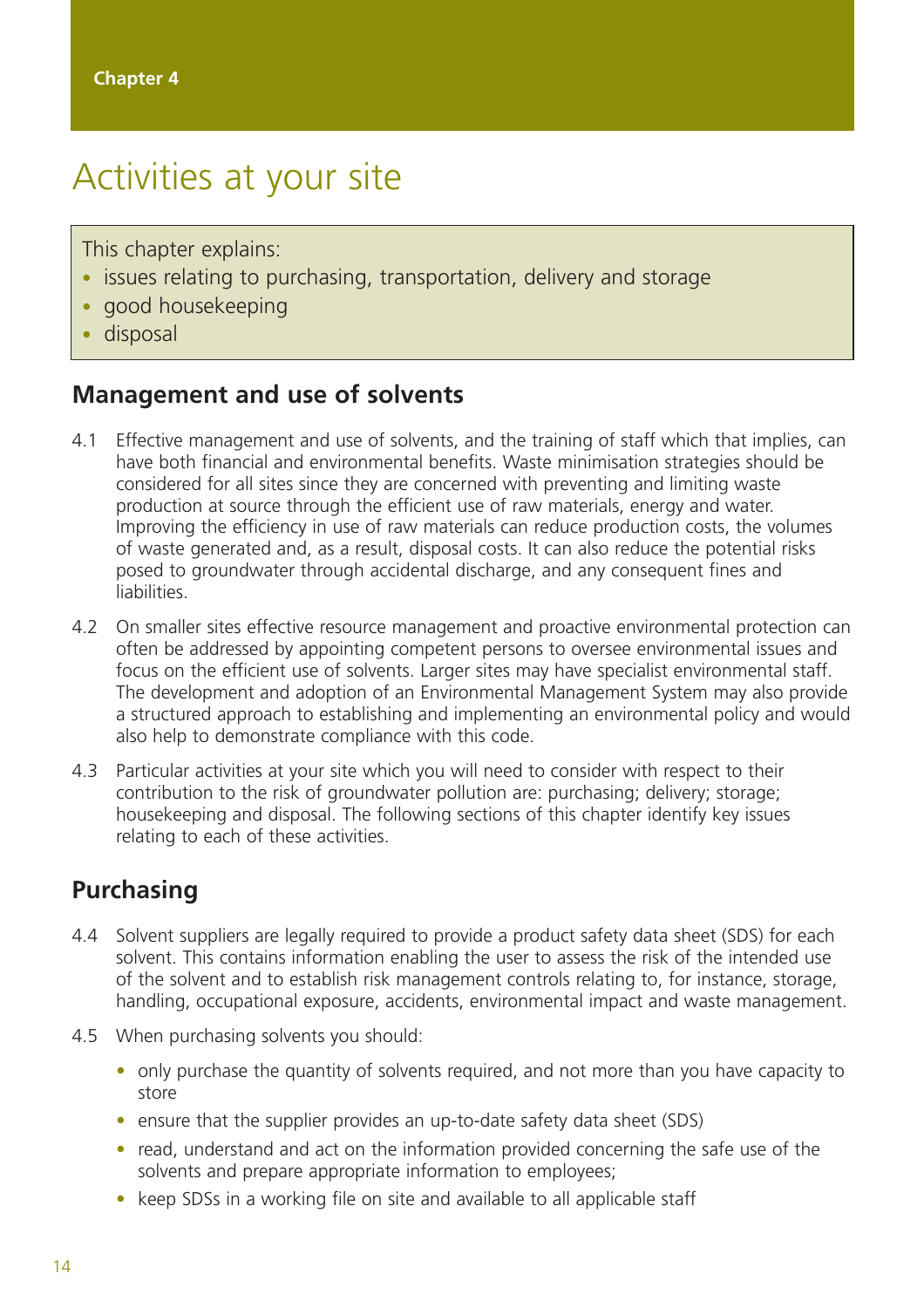Chapter 4

# Activities at your site

This chapter explains:

- issues relating to purchasing, transportation, delivery and storage
- good housekeeping
- disposal

## Management and use of solvents

4.1 Effective management and use of solvents, and the training of staff which that implies, can have both financial and environmental benefits. Waste minimisation strategies should be considered for all sites since they are concerned with preventing and limiting waste production at source through the efficient use of raw materials, energy and water. Improving the efficiency in use of raw materials can reduce production costs, the volumes of waste generated and, as a result, disposal costs. It can also reduce the potential risks posed to groundwater through accidental discharge, and any consequent fines and liabilities.

4.2 On smaller sites effective resource management and proactive environmental protection can often be addressed by appointing competent persons to oversee environmental issues and focus on the efficient use of solvents. Larger sites may have specialist environmental staff. The development and adoption of an Environmental Management System may also provide a structured approach to establishing and implementing an environmental policy and would also help to demonstrate compliance with this code.

4.3 Particular activities at your site which you will need to consider with respect to their contribution to the risk of groundwater pollution are: purchasing; delivery; storage; housekeeping and disposal. The following sections of this chapter identify key issues relating to each of these activities.

## Purchasing

4.4 Solvent suppliers are legally required to provide a product safety data sheet (SDS) for each solvent. This contains information enabling the user to assess the risk of the intended use of the solvent and to establish risk management controls relating to, for instance, storage, handling, occupational exposure, accidents, environmental impact and waste management.

4.5 When purchasing solvents you should:

- only purchase the quantity of solvents required, and not more than you have capacity to store
- ensure that the supplier provides an up-to-date safety data sheet (SDS)
- read, understand and act on the information provided concerning the safe use of the solvents and prepare appropriate information to employees;
- keep SDSs in a working file on site and available to all applicable staff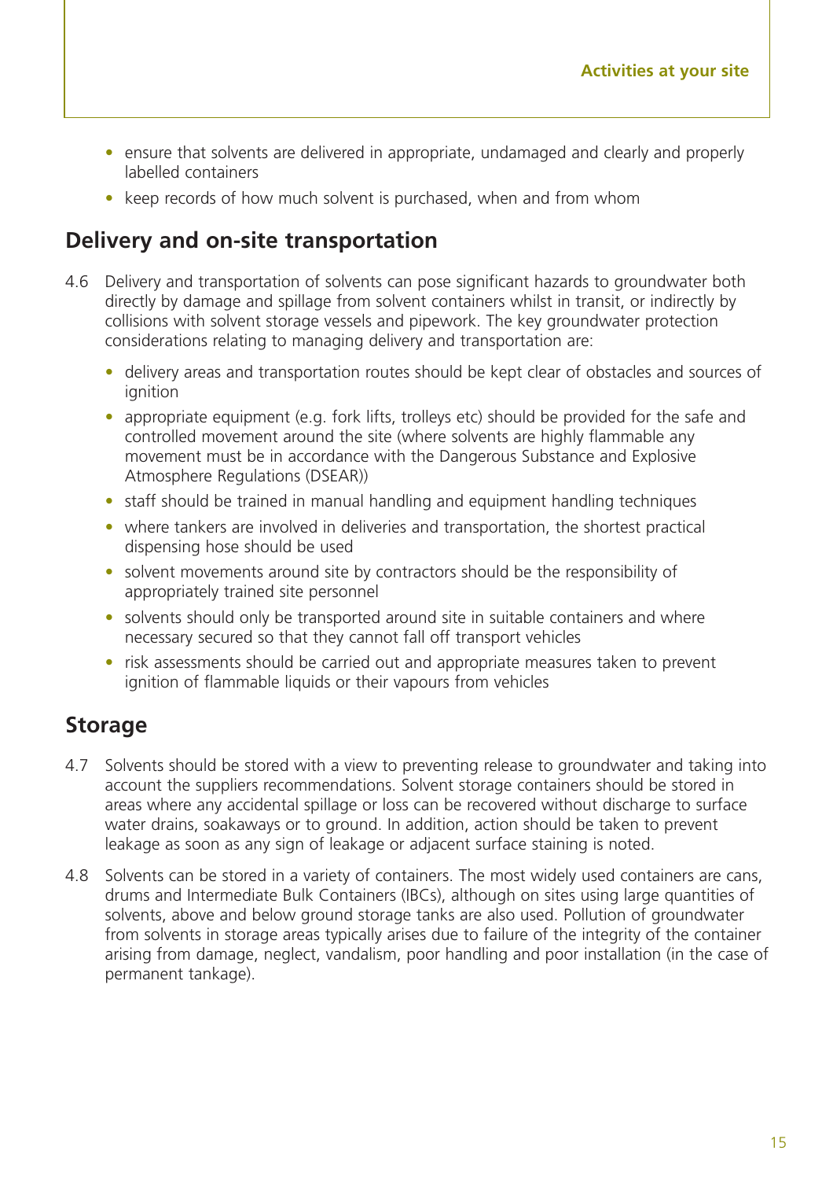- ensure that solvents are delivered in appropriate, undamaged and clearly and properly labelled containers
- keep records of how much solvent is purchased, when and from whom

## Delivery and on-site transportation

4.6 Delivery and transportation of solvents can pose significant hazards to groundwater both directly by damage and spillage from solvent containers whilst in transit, or indirectly by collisions with solvent storage vessels and pipework. The key groundwater protection considerations relating to managing delivery and transportation are:

- delivery areas and transportation routes should be kept clear of obstacles and sources of ignition
- appropriate equipment (e.g. fork lifts, trolleys etc) should be provided for the safe and controlled movement around the site (where solvents are highly flammable any movement must be in accordance with the Dangerous Substance and Explosive Atmosphere Regulations (DSEAR))
- staff should be trained in manual handling and equipment handling techniques
- where tankers are involved in deliveries and transportation, the shortest practical dispensing hose should be used
- solvent movements around site by contractors should be the responsibility of appropriately trained site personnel
- solvents should only be transported around site in suitable containers and where necessary secured so that they cannot fall off transport vehicles
- risk assessments should be carried out and appropriate measures taken to prevent ignition of flammable liquids or their vapours from vehicles

## Storage

4.7 Solvents should be stored with a view to preventing release to groundwater and taking into account the suppliers recommendations. Solvent storage containers should be stored in areas where any accidental spillage or loss can be recovered without discharge to surface water drains, soakaways or to ground. In addition, action should be taken to prevent leakage as soon as any sign of leakage or adjacent surface staining is noted.

4.8 Solvents can be stored in a variety of containers. The most widely used containers are cans, drums and Intermediate Bulk Containers (IBCs), although on sites using large quantities of solvents, above and below ground storage tanks are also used. Pollution of groundwater from solvents in storage areas typically arises due to failure of the integrity of the container arising from damage, neglect, vandalism, poor handling and poor installation (in the case of permanent tankage).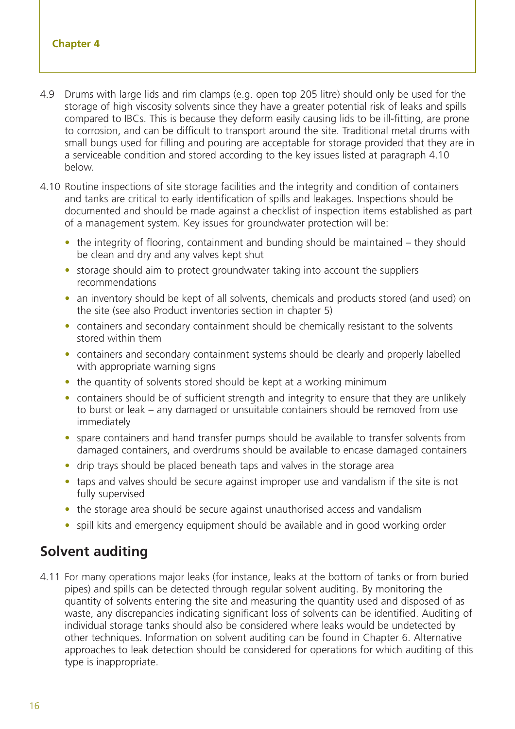4.9 Drums with large lids and rim clamps (e.g. open top 205 litre) should only be used for the storage of high viscosity solvents since they have a greater potential risk of leaks and spills compared to IBCs. This is because they deform easily causing lids to be ill-fitting, are prone to corrosion, and can be difficult to transport around the site. Traditional metal drums with small bungs used for filling and pouring are acceptable for storage provided that they are in a serviceable condition and stored according to the key issues listed at paragraph 4.10 below.

4.10 Routine inspections of site storage facilities and the integrity and condition of containers and tanks are critical to early identification of spills and leakages. Inspections should be documented and should be made against a checklist of inspection items established as part of a management system. Key issues for groundwater protection will be:

- the integrity of flooring, containment and bunding should be maintained – they should be clean and dry and any valves kept shut
- storage should aim to protect groundwater taking into account the suppliers recommendations
- an inventory should be kept of all solvents, chemicals and products stored (and used) on the site (see also Product inventories section in chapter 5)
- containers and secondary containment should be chemically resistant to the solvents stored within them
- containers and secondary containment systems should be clearly and properly labelled with appropriate warning signs
- the quantity of solvents stored should be kept at a working minimum
- containers should be of sufficient strength and integrity to ensure that they are unlikely to burst or leak – any damaged or unsuitable containers should be removed from use immediately
- spare containers and hand transfer pumps should be available to transfer solvents from damaged containers, and overdrums should be available to encase damaged containers
- drip trays should be placed beneath taps and valves in the storage area
- taps and valves should be secure against improper use and vandalism if the site is not fully supervised
- the storage area should be secure against unauthorised access and vandalism
- spill kits and emergency equipment should be available and in good working order

## Solvent auditing

4.11 For many operations major leaks (for instance, leaks at the bottom of tanks or from buried pipes) and spills can be detected through regular solvent auditing. By monitoring the quantity of solvents entering the site and measuring the quantity used and disposed of as waste, any discrepancies indicating significant loss of solvents can be identified. Auditing of individual storage tanks should also be considered where leaks would be undetected by other techniques. Information on solvent auditing can be found in Chapter 6. Alternative approaches to leak detection should be considered for operations for which auditing of this type is inappropriate.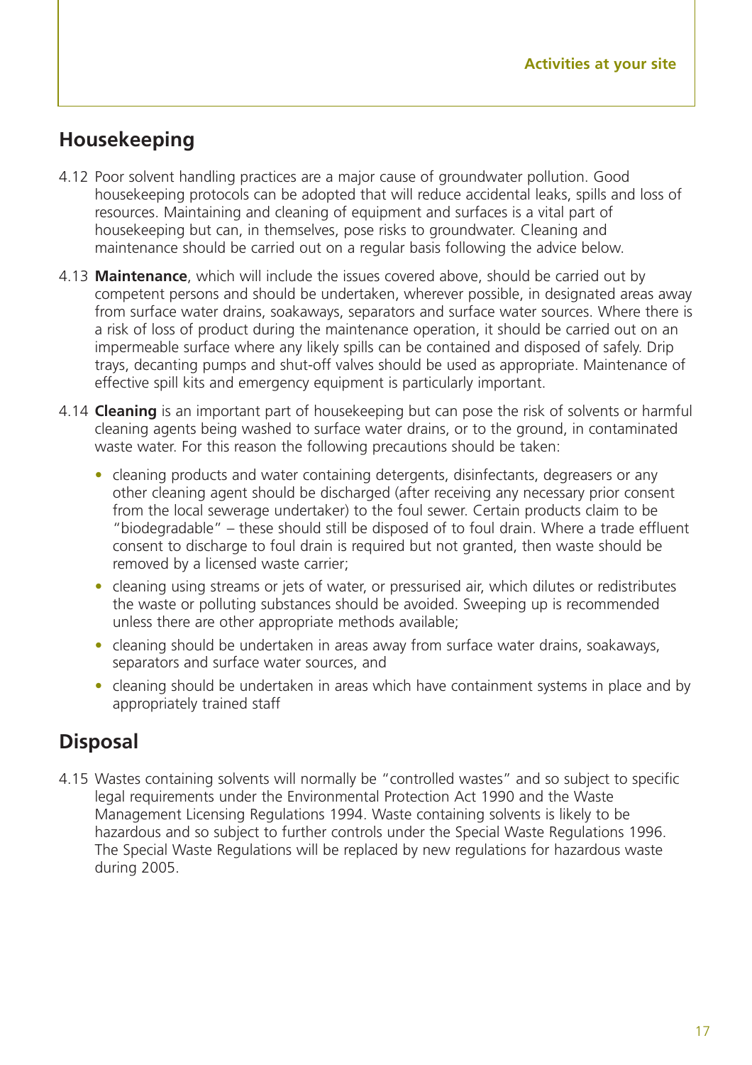## Housekeeping

4.12 Poor solvent handling practices are a major cause of groundwater pollution. Good housekeeping protocols can be adopted that will reduce accidental leaks, spills and loss of resources. Maintaining and cleaning of equipment and surfaces is a vital part of housekeeping but can, in themselves, pose risks to groundwater. Cleaning and maintenance should be carried out on a regular basis following the advice below.

4.13 **Maintenance**, which will include the issues covered above, should be carried out by competent persons and should be undertaken, wherever possible, in designated areas away from surface water drains, soakaways, separators and surface water sources. Where there is a risk of loss of product during the maintenance operation, it should be carried out on an impermeable surface where any likely spills can be contained and disposed of safely. Drip trays, decanting pumps and shut-off valves should be used as appropriate. Maintenance of effective spill kits and emergency equipment is particularly important.

4.14 **Cleaning** is an important part of housekeeping but can pose the risk of solvents or harmful cleaning agents being washed to surface water drains, or to the ground, in contaminated waste water. For this reason the following precautions should be taken:

- cleaning products and water containing detergents, disinfectants, degreasers or any other cleaning agent should be discharged (after receiving any necessary prior consent from the local sewerage undertaker) to the foul sewer. Certain products claim to be "biodegradable" – these should still be disposed of to foul drain. Where a trade effluent consent to discharge to foul drain is required but not granted, then waste should be removed by a licensed waste carrier;
- cleaning using streams or jets of water, or pressurised air, which dilutes or redistributes the waste or polluting substances should be avoided. Sweeping up is recommended unless there are other appropriate methods available;
- cleaning should be undertaken in areas away from surface water drains, soakaways, separators and surface water sources, and
- cleaning should be undertaken in areas which have containment systems in place and by appropriately trained staff

## Disposal

4.15 Wastes containing solvents will normally be "controlled wastes" and so subject to specific legal requirements under the Environmental Protection Act 1990 and the Waste Management Licensing Regulations 1994. Waste containing solvents is likely to be hazardous and so subject to further controls under the Special Waste Regulations 1996. The Special Waste Regulations will be replaced by new regulations for hazardous waste during 2005.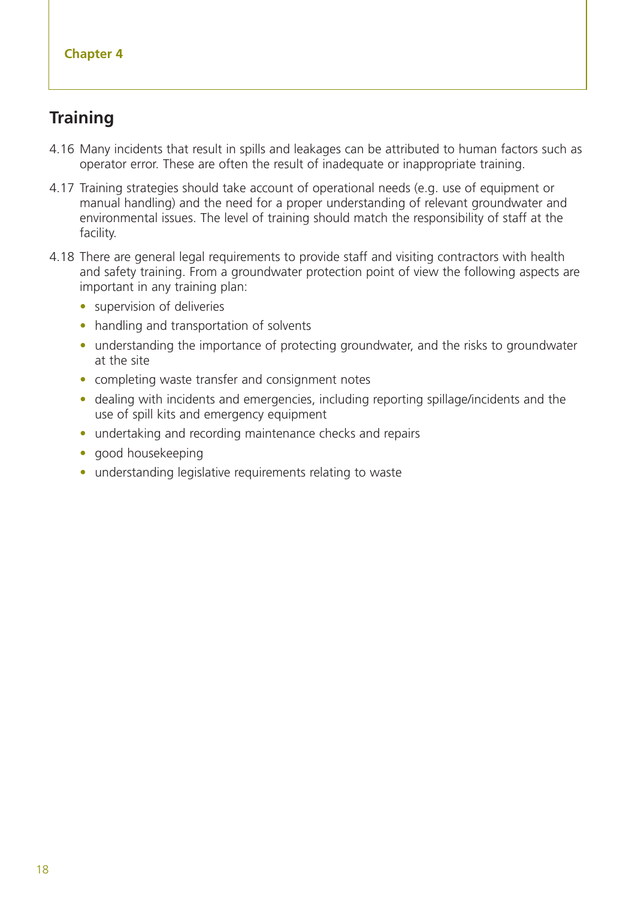## Training

4.16 Many incidents that result in spills and leakages can be attributed to human factors such as operator error. These are often the result of inadequate or inappropriate training.

4.17 Training strategies should take account of operational needs (e.g. use of equipment or manual handling) and the need for a proper understanding of relevant groundwater and environmental issues. The level of training should match the responsibility of staff at the facility.

4.18 There are general legal requirements to provide staff and visiting contractors with health and safety training. From a groundwater protection point of view the following aspects are important in any training plan:

- supervision of deliveries
- handling and transportation of solvents
- understanding the importance of protecting groundwater, and the risks to groundwater at the site
- completing waste transfer and consignment notes
- dealing with incidents and emergencies, including reporting spillage/incidents and the use of spill kits and emergency equipment
- undertaking and recording maintenance checks and repairs
- good housekeeping
- understanding legislative requirements relating to waste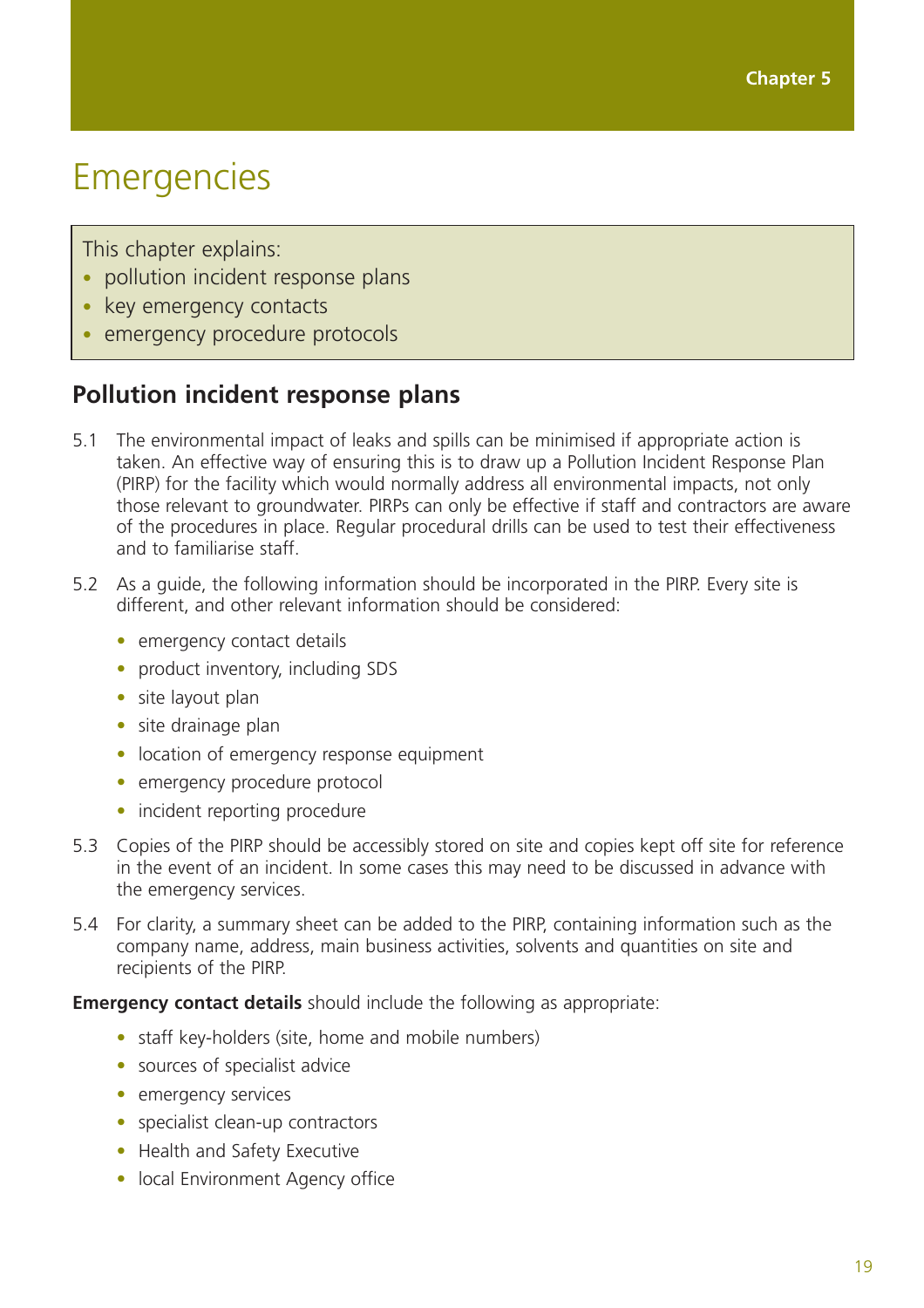Chapter 5

# Emergencies

This chapter explains:

- pollution incident response plans
- key emergency contacts
- emergency procedure protocols

## Pollution incident response plans

5.1 The environmental impact of leaks and spills can be minimised if appropriate action is taken. An effective way of ensuring this is to draw up a Pollution Incident Response Plan (PIRP) for the facility which would normally address all environmental impacts, not only those relevant to groundwater. PIRPs can only be effective if staff and contractors are aware of the procedures in place. Regular procedural drills can be used to test their effectiveness and to familiarise staff.

5.2 As a guide, the following information should be incorporated in the PIRP. Every site is different, and other relevant information should be considered:

- emergency contact details
- product inventory, including SDS
- site layout plan
- site drainage plan
- location of emergency response equipment
- emergency procedure protocol
- incident reporting procedure

5.3 Copies of the PIRP should be accessibly stored on site and copies kept off site for reference in the event of an incident. In some cases this may need to be discussed in advance with the emergency services.

5.4 For clarity, a summary sheet can be added to the PIRP, containing information such as the company name, address, main business activities, solvents and quantities on site and recipients of the PIRP.

**Emergency contact details** should include the following as appropriate:

- staff key-holders (site, home and mobile numbers)
- sources of specialist advice
- emergency services
- specialist clean-up contractors
- Health and Safety Executive
- local Environment Agency office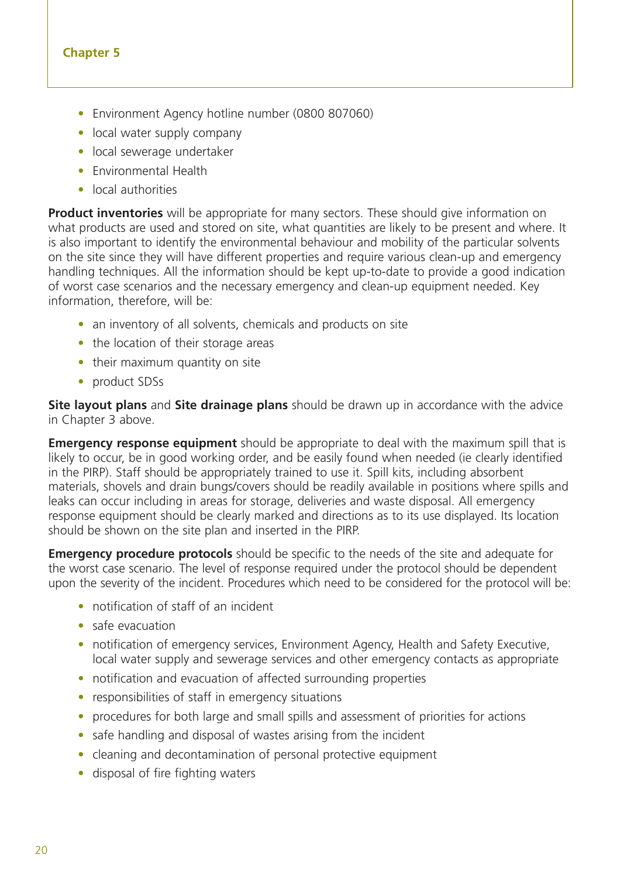- Environment Agency hotline number (0800 807060)
- local water supply company
- local sewerage undertaker
- Environmental Health
- local authorities

**Product inventories** will be appropriate for many sectors. These should give information on what products are used and stored on site, what quantities are likely to be present and where. It is also important to identify the environmental behaviour and mobility of the particular solvents on the site since they will have different properties and require various clean-up and emergency handling techniques. All the information should be kept up-to-date to provide a good indication of worst case scenarios and the necessary emergency and clean-up equipment needed. Key information, therefore, will be:

- an inventory of all solvents, chemicals and products on site
- the location of their storage areas
- their maximum quantity on site
- product SDSs

**Site layout plans** and **Site drainage plans** should be drawn up in accordance with the advice in Chapter 3 above.

**Emergency response equipment** should be appropriate to deal with the maximum spill that is likely to occur, be in good working order, and be easily found when needed (ie clearly identified in the PIRP). Staff should be appropriately trained to use it. Spill kits, including absorbent materials, shovels and drain bungs/covers should be readily available in positions where spills and leaks can occur including in areas for storage, deliveries and waste disposal. All emergency response equipment should be clearly marked and directions as to its use displayed. Its location should be shown on the site plan and inserted in the PIRP.

**Emergency procedure protocols** should be specific to the needs of the site and adequate for the worst case scenario. The level of response required under the protocol should be dependent upon the severity of the incident. Procedures which need to be considered for the protocol will be:

- notification of staff of an incident
- safe evacuation
- notification of emergency services, Environment Agency, Health and Safety Executive, local water supply and sewerage services and other emergency contacts as appropriate
- notification and evacuation of affected surrounding properties
- responsibilities of staff in emergency situations
- procedures for both large and small spills and assessment of priorities for actions
- safe handling and disposal of wastes arising from the incident
- cleaning and decontamination of personal protective equipment
- disposal of fire fighting waters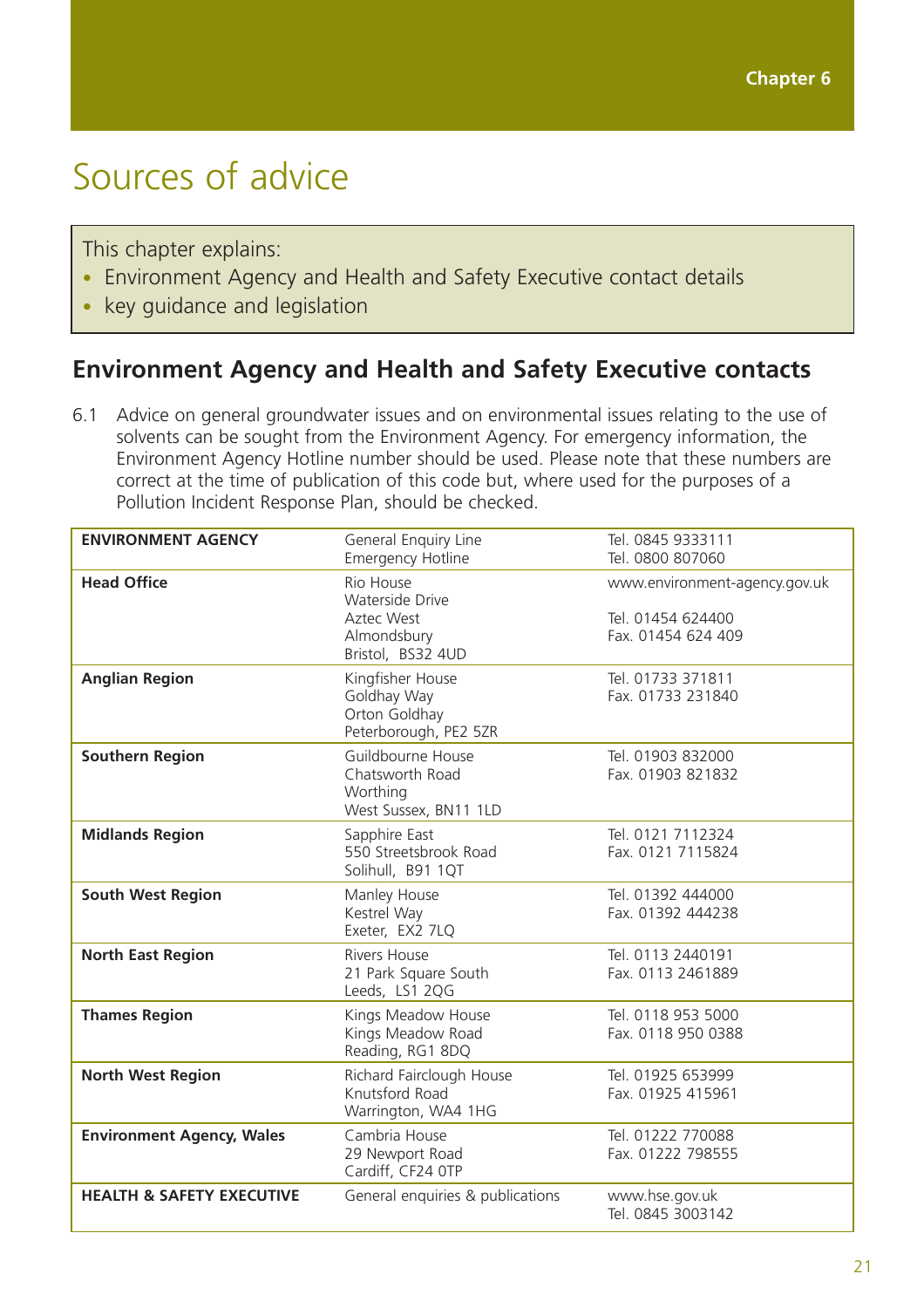Chapter 6

# Sources of advice

This chapter explains:

- Environment Agency and Health and Safety Executive contact details
- key guidance and legislation

## Environment Agency and Health and Safety Executive contacts

6.1 Advice on general groundwater issues and on environmental issues relating to the use of solvents can be sought from the Environment Agency. For emergency information, the Environment Agency Hotline number should be used. Please note that these numbers are correct at the time of publication of this code but, where used for the purposes of a Pollution Incident Response Plan, should be checked.

| | | |
|---|---|---|
| **ENVIRONMENT AGENCY** | General Enquiry Line<br>Emergency Hotline | Tel. 0845 9333111<br>Tel. 0800 807060 |
| **Head Office** | Rio House<br>Waterside Drive<br>Aztec West<br>Almondsbury<br>Bristol, BS32 4UD | www.environment-agency.gov.uk<br><br>Tel. 01454 624400<br>Fax. 01454 624 409 |
| **Anglian Region** | Kingfisher House<br>Goldhay Way<br>Orton Goldhay<br>Peterborough, PE2 5ZR | Tel. 01733 371811<br>Fax. 01733 231840 |
| **Southern Region** | Guildbourne House<br>Chatsworth Road<br>Worthing<br>West Sussex, BN11 1LD | Tel. 01903 832000<br>Fax. 01903 821832 |
| **Midlands Region** | Sapphire East<br>550 Streetsbrook Road<br>Solihull, B91 1QT | Tel. 0121 7112324<br>Fax. 0121 7115824 |
| **South West Region** | Manley House<br>Kestrel Way<br>Exeter, EX2 7LQ | Tel. 01392 444000<br>Fax. 01392 444238 |
| **North East Region** | Rivers House<br>21 Park Square South<br>Leeds, LS1 2QG | Tel. 0113 2440191<br>Fax. 0113 2461889 |
| **Thames Region** | Kings Meadow House<br>Kings Meadow Road<br>Reading, RG1 8DQ | Tel. 0118 953 5000<br>Fax. 0118 950 0388 |
| **North West Region** | Richard Fairclough House<br>Knutsford Road<br>Warrington, WA4 1HG | Tel. 01925 653999<br>Fax. 01925 415961 |
| **Environment Agency, Wales** | Cambria House<br>29 Newport Road<br>Cardiff, CF24 0TP | Tel. 01222 770088<br>Fax. 01222 798555 |
| **HEALTH & SAFETY EXECUTIVE** | General enquiries & publications | www.hse.gov.uk<br>Tel. 0845 3003142 |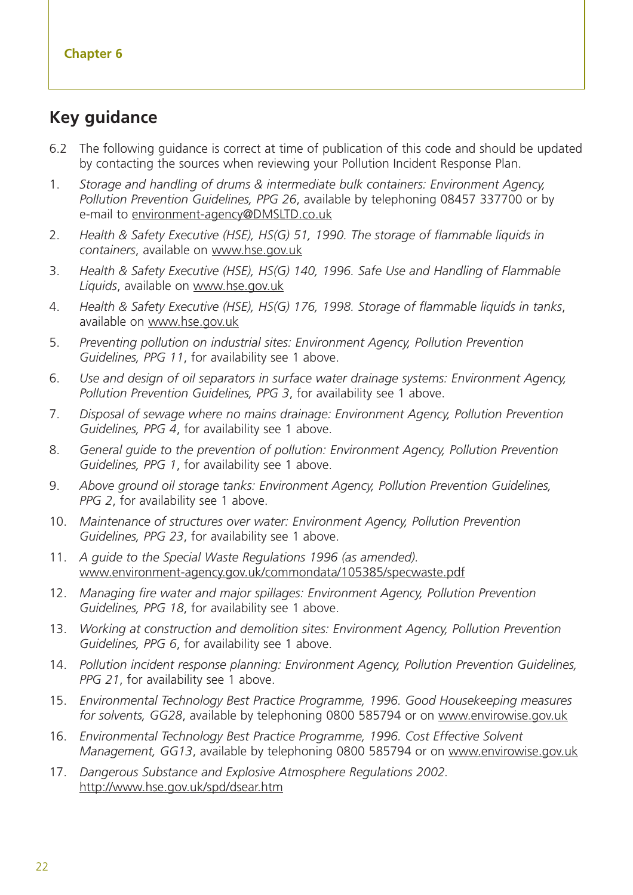## Key guidance

6.2 The following guidance is correct at time of publication of this code and should be updated by contacting the sources when reviewing your Pollution Incident Response Plan.

1. *Storage and handling of drums & intermediate bulk containers: Environment Agency, Pollution Prevention Guidelines, PPG 26*, available by telephoning 08457 337700 or by e-mail to environment-agency@DMSLTD.co.uk
2. *Health & Safety Executive (HSE), HS(G) 51, 1990. The storage of flammable liquids in containers*, available on www.hse.gov.uk
3. *Health & Safety Executive (HSE), HS(G) 140, 1996. Safe Use and Handling of Flammable Liquids*, available on www.hse.gov.uk
4. *Health & Safety Executive (HSE), HS(G) 176, 1998. Storage of flammable liquids in tanks*, available on www.hse.gov.uk
5. *Preventing pollution on industrial sites: Environment Agency, Pollution Prevention Guidelines, PPG 11*, for availability see 1 above.
6. *Use and design of oil separators in surface water drainage systems: Environment Agency, Pollution Prevention Guidelines, PPG 3*, for availability see 1 above.
7. *Disposal of sewage where no mains drainage: Environment Agency, Pollution Prevention Guidelines, PPG 4*, for availability see 1 above.
8. *General guide to the prevention of pollution: Environment Agency, Pollution Prevention Guidelines, PPG 1*, for availability see 1 above.
9. *Above ground oil storage tanks: Environment Agency, Pollution Prevention Guidelines, PPG 2*, for availability see 1 above.
10. *Maintenance of structures over water: Environment Agency, Pollution Prevention Guidelines, PPG 23*, for availability see 1 above.
11. *A guide to the Special Waste Regulations 1996 (as amended).* www.environment-agency.gov.uk/commondata/105385/specwaste.pdf
12. *Managing fire water and major spillages: Environment Agency, Pollution Prevention Guidelines, PPG 18*, for availability see 1 above.
13. *Working at construction and demolition sites: Environment Agency, Pollution Prevention Guidelines, PPG 6*, for availability see 1 above.
14. *Pollution incident response planning: Environment Agency, Pollution Prevention Guidelines, PPG 21*, for availability see 1 above.
15. *Environmental Technology Best Practice Programme, 1996. Good Housekeeping measures for solvents, GG28*, available by telephoning 0800 585794 or on www.envirowise.gov.uk
16. *Environmental Technology Best Practice Programme, 1996. Cost Effective Solvent Management, GG13*, available by telephoning 0800 585794 or on www.envirowise.gov.uk
17. *Dangerous Substance and Explosive Atmosphere Regulations 2002.* http://www.hse.gov.uk/spd/dsear.htm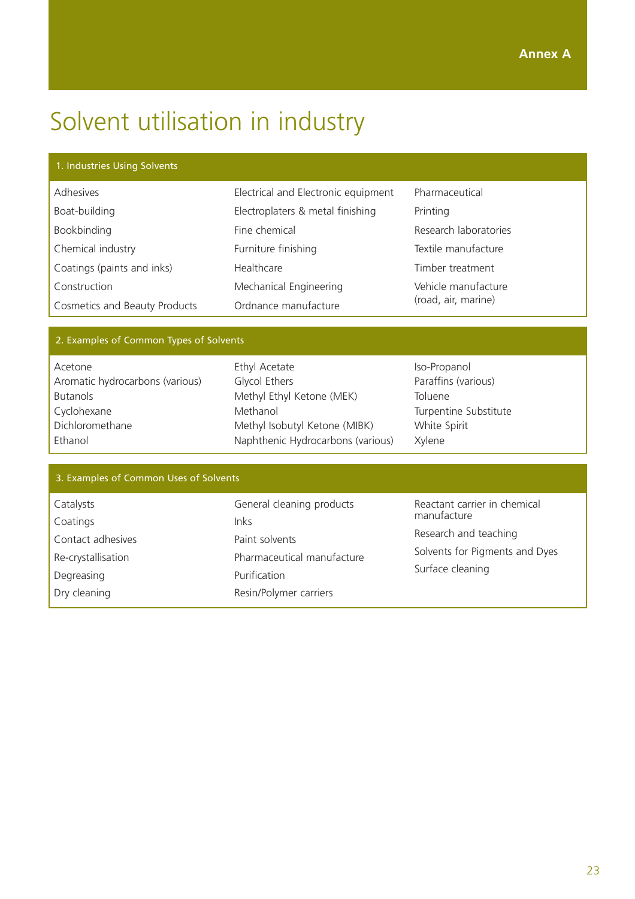# Annex A

# Solvent utilisation in industry

## 1. Industries Using Solvents

| | | |
|---|---|---|
| Adhesives | Electrical and Electronic equipment | Pharmaceutical |
| Boat-building | Electroplaters & metal finishing | Printing |
| Bookbinding | Fine chemical | Research laboratories |
| Chemical industry | Furniture finishing | Textile manufacture |
| Coatings (paints and inks) | Healthcare | Timber treatment |
| Construction | Mechanical Engineering | Vehicle manufacture (road, air, marine) |
| Cosmetics and Beauty Products | Ordnance manufacture | |

## 2. Examples of Common Types of Solvents

| | | |
|---|---|---|
| Acetone | Ethyl Acetate | Iso-Propanol |
| Aromatic hydrocarbons (various) | Glycol Ethers | Paraffins (various) |
| Butanols | Methyl Ethyl Ketone (MEK) | Toluene |
| Cyclohexane | Methanol | Turpentine Substitute |
| Dichloromethane | Methyl Isobutyl Ketone (MIBK) | White Spirit |
| Ethanol | Naphthenic Hydrocarbons (various) | Xylene |

## 3. Examples of Common Uses of Solvents

| | | |
|---|---|---|
| Catalysts | General cleaning products | Reactant carrier in chemical manufacture |
| Coatings | Inks | Research and teaching |
| Contact adhesives | Paint solvents | Solvents for Pigments and Dyes |
| Re-crystallisation | Pharmaceutical manufacture | Surface cleaning |
| Degreasing | Purification | |
| Dry cleaning | Resin/Polymer carriers | |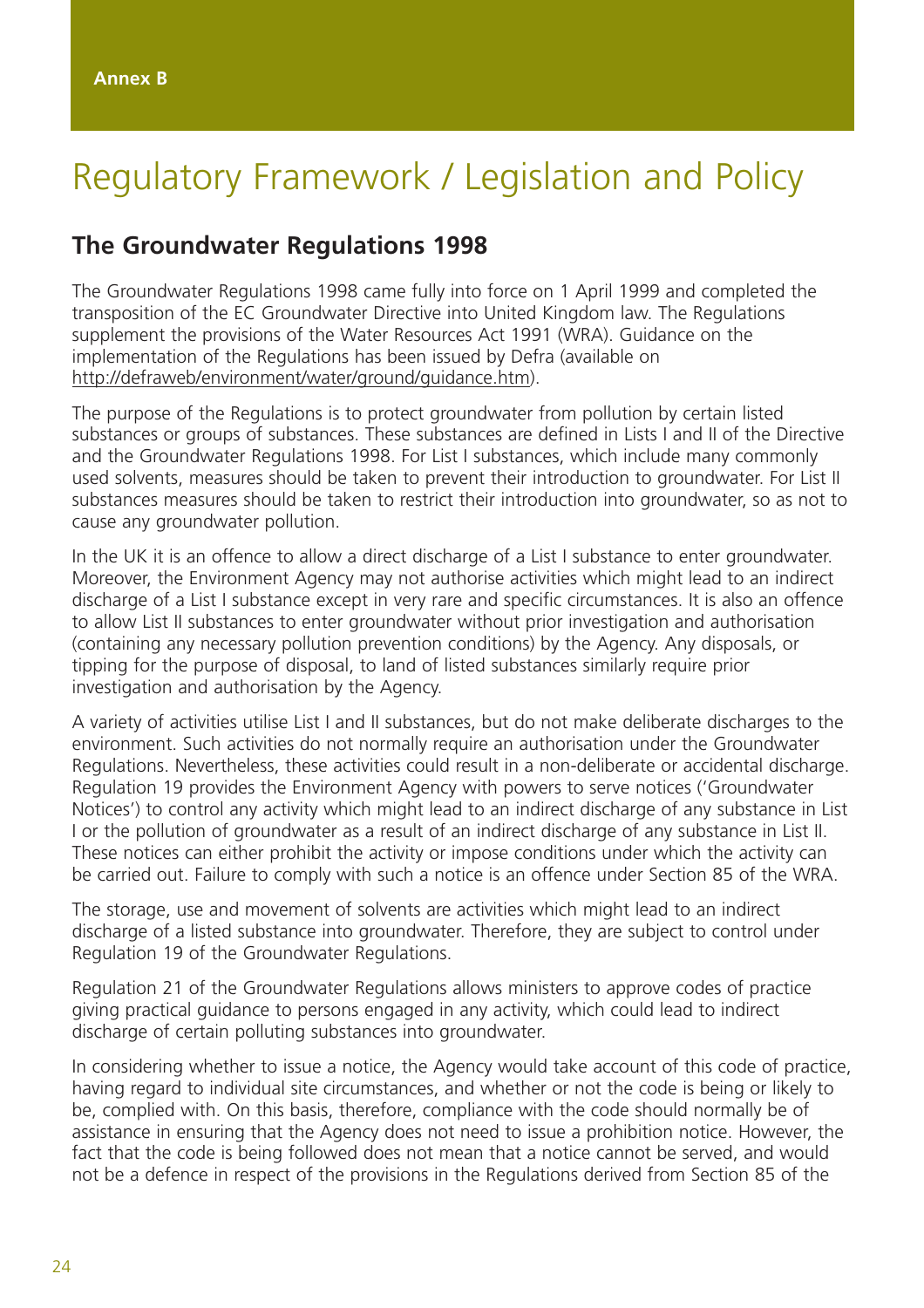Annex B

# Regulatory Framework / Legislation and Policy

## The Groundwater Regulations 1998

The Groundwater Regulations 1998 came fully into force on 1 April 1999 and completed the transposition of the EC Groundwater Directive into United Kingdom law. The Regulations supplement the provisions of the Water Resources Act 1991 (WRA). Guidance on the implementation of the Regulations has been issued by Defra (available on http://defraweb/environment/water/ground/guidance.htm).

The purpose of the Regulations is to protect groundwater from pollution by certain listed substances or groups of substances. These substances are defined in Lists I and II of the Directive and the Groundwater Regulations 1998. For List I substances, which include many commonly used solvents, measures should be taken to prevent their introduction to groundwater. For List II substances measures should be taken to restrict their introduction into groundwater, so as not to cause any groundwater pollution.

In the UK it is an offence to allow a direct discharge of a List I substance to enter groundwater. Moreover, the Environment Agency may not authorise activities which might lead to an indirect discharge of a List I substance except in very rare and specific circumstances. It is also an offence to allow List II substances to enter groundwater without prior investigation and authorisation (containing any necessary pollution prevention conditions) by the Agency. Any disposals, or tipping for the purpose of disposal, to land of listed substances similarly require prior investigation and authorisation by the Agency.

A variety of activities utilise List I and II substances, but do not make deliberate discharges to the environment. Such activities do not normally require an authorisation under the Groundwater Regulations. Nevertheless, these activities could result in a non-deliberate or accidental discharge. Regulation 19 provides the Environment Agency with powers to serve notices ('Groundwater Notices') to control any activity which might lead to an indirect discharge of any substance in List I or the pollution of groundwater as a result of an indirect discharge of any substance in List II. These notices can either prohibit the activity or impose conditions under which the activity can be carried out. Failure to comply with such a notice is an offence under Section 85 of the WRA.

The storage, use and movement of solvents are activities which might lead to an indirect discharge of a listed substance into groundwater. Therefore, they are subject to control under Regulation 19 of the Groundwater Regulations.

Regulation 21 of the Groundwater Regulations allows ministers to approve codes of practice giving practical guidance to persons engaged in any activity, which could lead to indirect discharge of certain polluting substances into groundwater.

In considering whether to issue a notice, the Agency would take account of this code of practice, having regard to individual site circumstances, and whether or not the code is being or likely to be, complied with. On this basis, therefore, compliance with the code should normally be of assistance in ensuring that the Agency does not need to issue a prohibition notice. However, the fact that the code is being followed does not mean that a notice cannot be served, and would not be a defence in respect of the provisions in the Regulations derived from Section 85 of the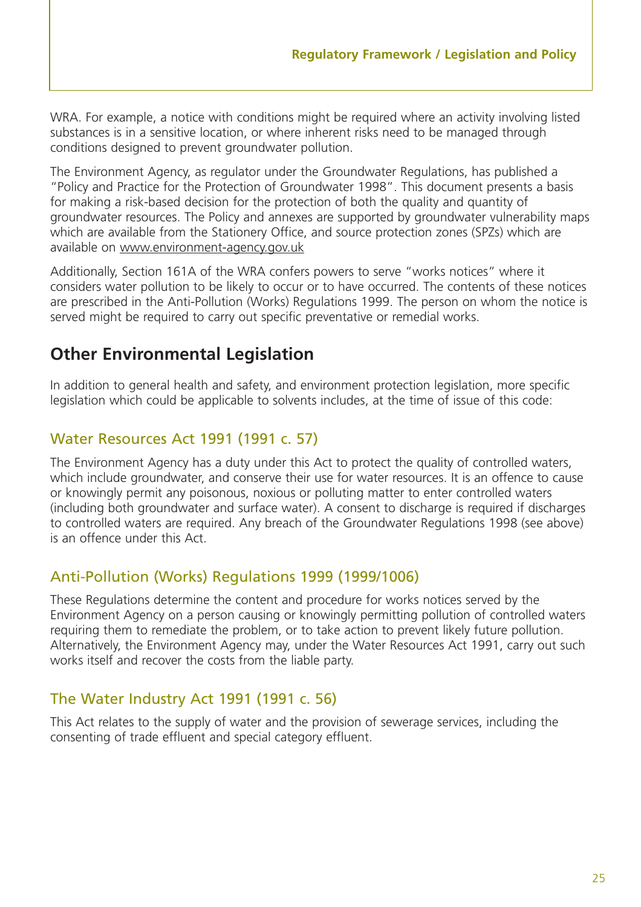WRA. For example, a notice with conditions might be required where an activity involving listed substances is in a sensitive location, or where inherent risks need to be managed through conditions designed to prevent groundwater pollution.

The Environment Agency, as regulator under the Groundwater Regulations, has published a "Policy and Practice for the Protection of Groundwater 1998". This document presents a basis for making a risk-based decision for the protection of both the quality and quantity of groundwater resources. The Policy and annexes are supported by groundwater vulnerability maps which are available from the Stationery Office, and source protection zones (SPZs) which are available on www.environment-agency.gov.uk

Additionally, Section 161A of the WRA confers powers to serve "works notices" where it considers water pollution to be likely to occur or to have occurred. The contents of these notices are prescribed in the Anti-Pollution (Works) Regulations 1999. The person on whom the notice is served might be required to carry out specific preventative or remedial works.

## Other Environmental Legislation

In addition to general health and safety, and environment protection legislation, more specific legislation which could be applicable to solvents includes, at the time of issue of this code:

### Water Resources Act 1991 (1991 c. 57)

The Environment Agency has a duty under this Act to protect the quality of controlled waters, which include groundwater, and conserve their use for water resources. It is an offence to cause or knowingly permit any poisonous, noxious or polluting matter to enter controlled waters (including both groundwater and surface water). A consent to discharge is required if discharges to controlled waters are required. Any breach of the Groundwater Regulations 1998 (see above) is an offence under this Act.

### Anti-Pollution (Works) Regulations 1999 (1999/1006)

These Regulations determine the content and procedure for works notices served by the Environment Agency on a person causing or knowingly permitting pollution of controlled waters requiring them to remediate the problem, or to take action to prevent likely future pollution. Alternatively, the Environment Agency may, under the Water Resources Act 1991, carry out such works itself and recover the costs from the liable party.

### The Water Industry Act 1991 (1991 c. 56)

This Act relates to the supply of water and the provision of sewerage services, including the consenting of trade effluent and special category effluent.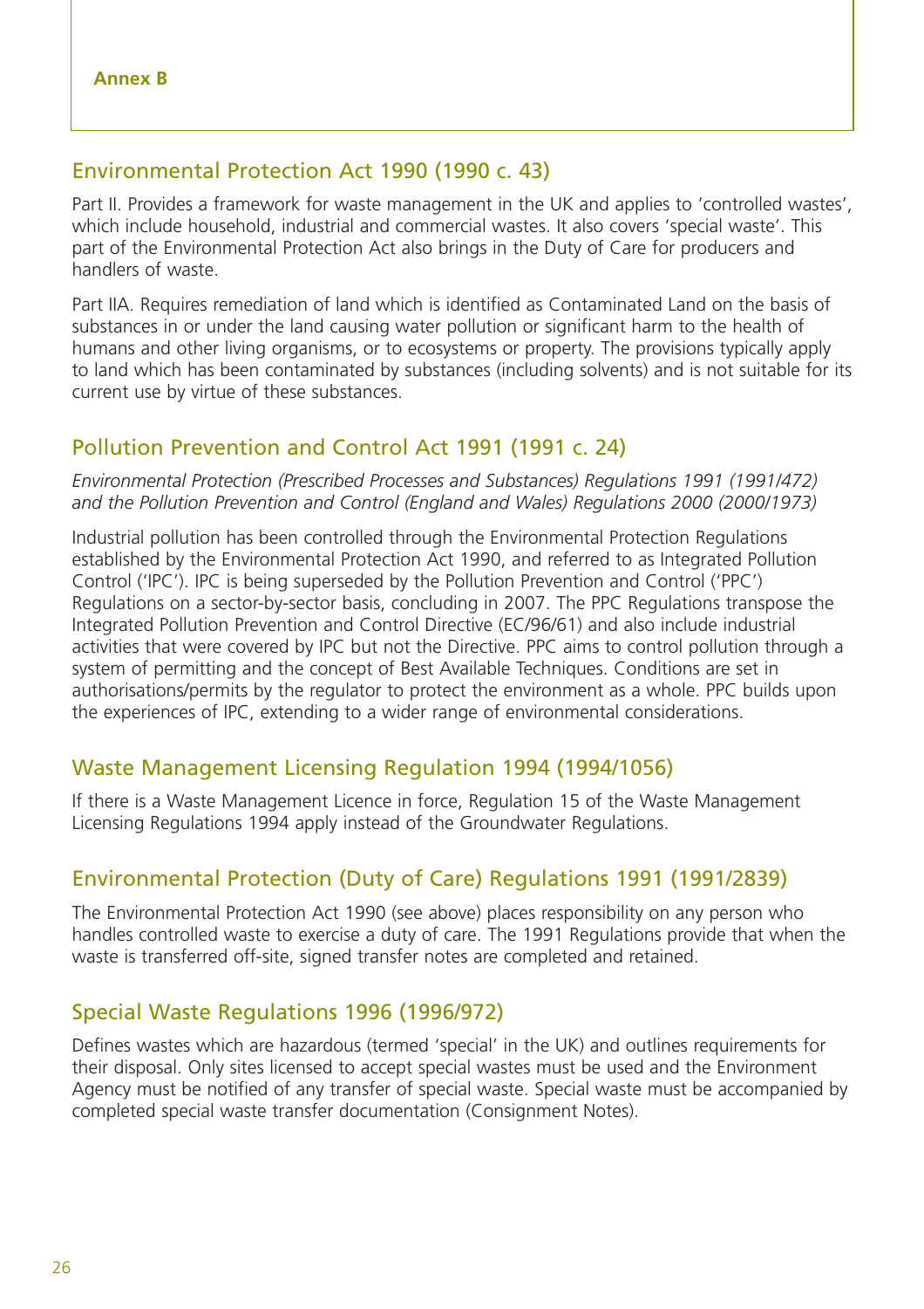**Annex B**

## Environmental Protection Act 1990 (1990 c. 43)

Part II. Provides a framework for waste management in the UK and applies to 'controlled wastes', which include household, industrial and commercial wastes. It also covers 'special waste'. This part of the Environmental Protection Act also brings in the Duty of Care for producers and handlers of waste.

Part IIA. Requires remediation of land which is identified as Contaminated Land on the basis of substances in or under the land causing water pollution or significant harm to the health of humans and other living organisms, or to ecosystems or property. The provisions typically apply to land which has been contaminated by substances (including solvents) and is not suitable for its current use by virtue of these substances.

## Pollution Prevention and Control Act 1991 (1991 c. 24)

*Environmental Protection (Prescribed Processes and Substances) Regulations 1991 (1991/472) and the Pollution Prevention and Control (England and Wales) Regulations 2000 (2000/1973)*

Industrial pollution has been controlled through the Environmental Protection Regulations established by the Environmental Protection Act 1990, and referred to as Integrated Pollution Control ('IPC'). IPC is being superseded by the Pollution Prevention and Control ('PPC') Regulations on a sector-by-sector basis, concluding in 2007. The PPC Regulations transpose the Integrated Pollution Prevention and Control Directive (EC/96/61) and also include industrial activities that were covered by IPC but not the Directive. PPC aims to control pollution through a system of permitting and the concept of Best Available Techniques. Conditions are set in authorisations/permits by the regulator to protect the environment as a whole. PPC builds upon the experiences of IPC, extending to a wider range of environmental considerations.

## Waste Management Licensing Regulation 1994 (1994/1056)

If there is a Waste Management Licence in force, Regulation 15 of the Waste Management Licensing Regulations 1994 apply instead of the Groundwater Regulations.

## Environmental Protection (Duty of Care) Regulations 1991 (1991/2839)

The Environmental Protection Act 1990 (see above) places responsibility on any person who handles controlled waste to exercise a duty of care. The 1991 Regulations provide that when the waste is transferred off-site, signed transfer notes are completed and retained.

## Special Waste Regulations 1996 (1996/972)

Defines wastes which are hazardous (termed 'special' in the UK) and outlines requirements for their disposal. Only sites licensed to accept special wastes must be used and the Environment Agency must be notified of any transfer of special waste. Special waste must be accompanied by completed special waste transfer documentation (Consignment Notes).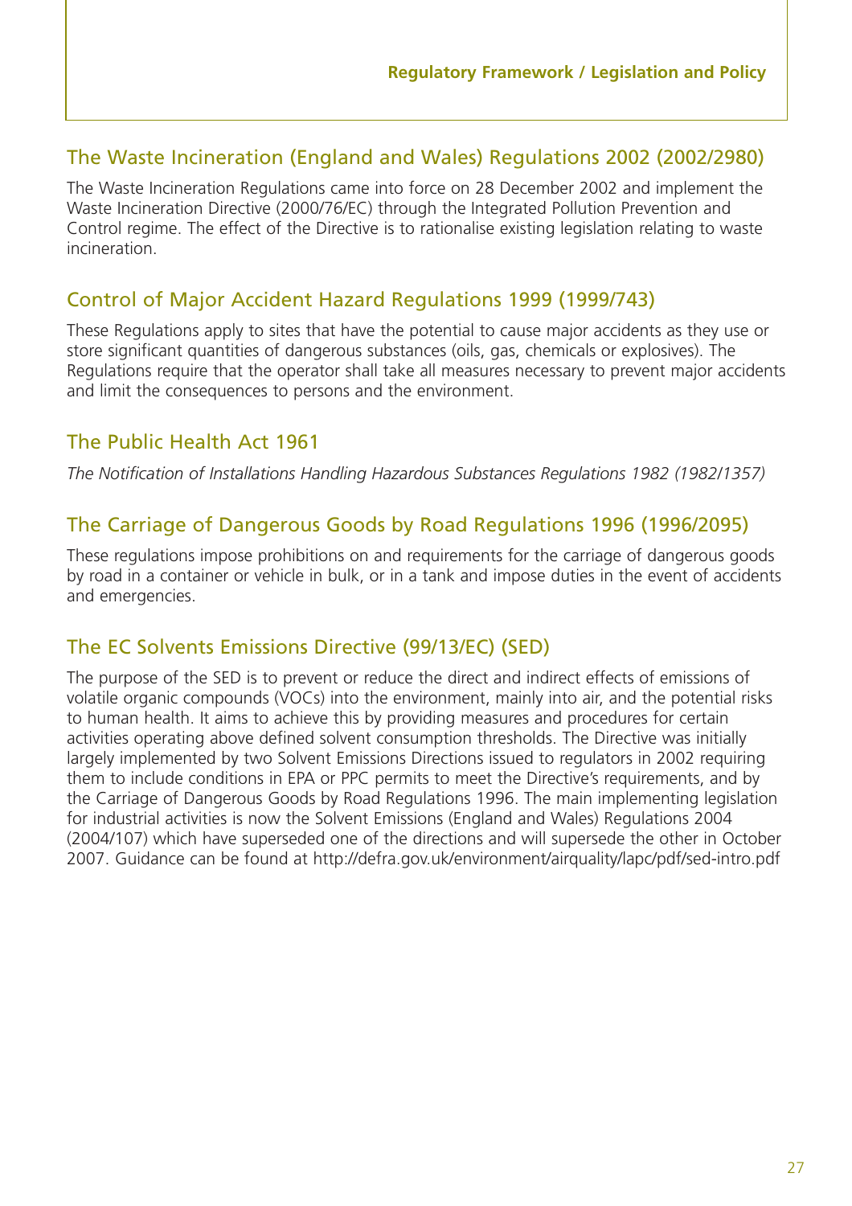## The Waste Incineration (England and Wales) Regulations 2002 (2002/2980)

The Waste Incineration Regulations came into force on 28 December 2002 and implement the Waste Incineration Directive (2000/76/EC) through the Integrated Pollution Prevention and Control regime. The effect of the Directive is to rationalise existing legislation relating to waste incineration.

## Control of Major Accident Hazard Regulations 1999 (1999/743)

These Regulations apply to sites that have the potential to cause major accidents as they use or store significant quantities of dangerous substances (oils, gas, chemicals or explosives). The Regulations require that the operator shall take all measures necessary to prevent major accidents and limit the consequences to persons and the environment.

## The Public Health Act 1961

*The Notification of Installations Handling Hazardous Substances Regulations 1982 (1982/1357)*

## The Carriage of Dangerous Goods by Road Regulations 1996 (1996/2095)

These regulations impose prohibitions on and requirements for the carriage of dangerous goods by road in a container or vehicle in bulk, or in a tank and impose duties in the event of accidents and emergencies.

## The EC Solvents Emissions Directive (99/13/EC) (SED)

The purpose of the SED is to prevent or reduce the direct and indirect effects of emissions of volatile organic compounds (VOCs) into the environment, mainly into air, and the potential risks to human health. It aims to achieve this by providing measures and procedures for certain activities operating above defined solvent consumption thresholds. The Directive was initially largely implemented by two Solvent Emissions Directions issued to regulators in 2002 requiring them to include conditions in EPA or PPC permits to meet the Directive's requirements, and by the Carriage of Dangerous Goods by Road Regulations 1996. The main implementing legislation for industrial activities is now the Solvent Emissions (England and Wales) Regulations 2004 (2004/107) which have superseded one of the directions and will supersede the other in October 2007. Guidance can be found at http://defra.gov.uk/environment/airquality/lapc/pdf/sed-intro.pdf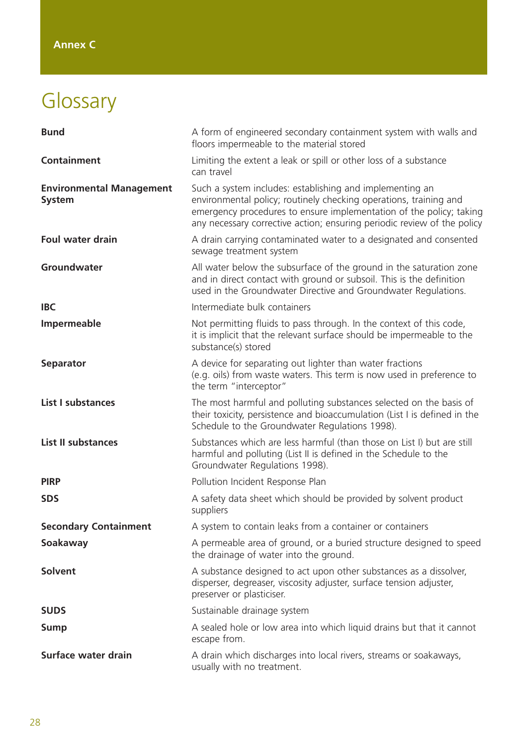**Annex C**

# Glossary

| | |
|---|---|
| **Bund** | A form of engineered secondary containment system with walls and floors impermeable to the material stored |
| **Containment** | Limiting the extent a leak or spill or other loss of a substance can travel |
| **Environmental Management System** | Such a system includes: establishing and implementing an environmental policy; routinely checking operations, training and emergency procedures to ensure implementation of the policy; taking any necessary corrective action; ensuring periodic review of the policy |
| **Foul water drain** | A drain carrying contaminated water to a designated and consented sewage treatment system |
| **Groundwater** | All water below the subsurface of the ground in the saturation zone and in direct contact with ground or subsoil. This is the definition used in the Groundwater Directive and Groundwater Regulations. |
| **IBC** | Intermediate bulk containers |
| **Impermeable** | Not permitting fluids to pass through. In the context of this code, it is implicit that the relevant surface should be impermeable to the substance(s) stored |
| **Separator** | A device for separating out lighter than water fractions (e.g. oils) from waste waters. This term is now used in preference to the term "interceptor" |
| **List I substances** | The most harmful and polluting substances selected on the basis of their toxicity, persistence and bioaccumulation (List I is defined in the Schedule to the Groundwater Regulations 1998). |
| **List II substances** | Substances which are less harmful (than those on List I) but are still harmful and polluting (List II is defined in the Schedule to the Groundwater Regulations 1998). |
| **PIRP** | Pollution Incident Response Plan |
| **SDS** | A safety data sheet which should be provided by solvent product suppliers |
| **Secondary Containment** | A system to contain leaks from a container or containers |
| **Soakaway** | A permeable area of ground, or a buried structure designed to speed the drainage of water into the ground. |
| **Solvent** | A substance designed to act upon other substances as a dissolver, disperser, degreaser, viscosity adjuster, surface tension adjuster, preserver or plasticiser. |
| **SUDS** | Sustainable drainage system |
| **Sump** | A sealed hole or low area into which liquid drains but that it cannot escape from. |
| **Surface water drain** | A drain which discharges into local rivers, streams or soakaways, usually with no treatment. |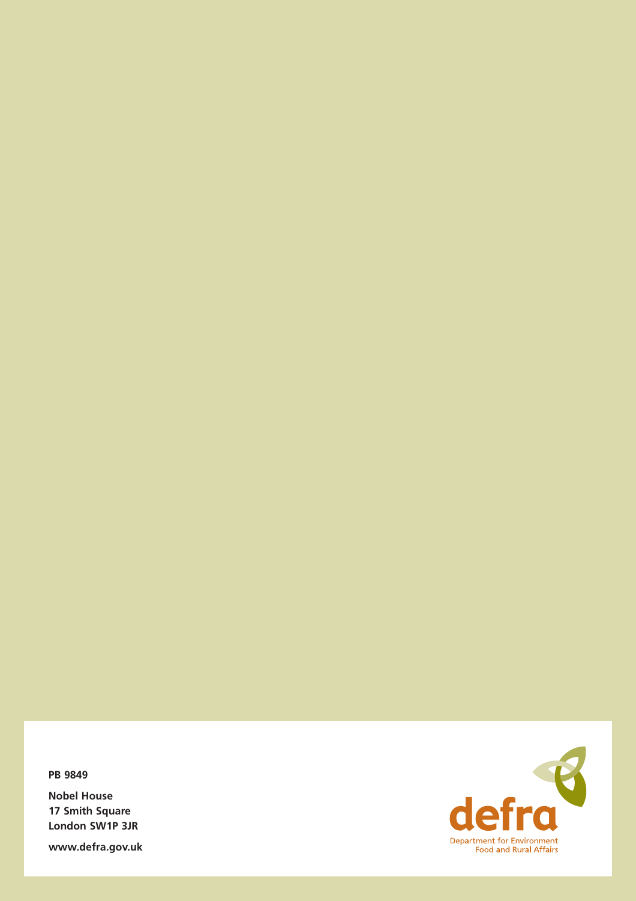**PB 9849**

**Nobel House**
**17 Smith Square**
**London SW1P 3JR**

**www.defra.gov.uk**

defra
Department for Environment
Food and Rural Affairs